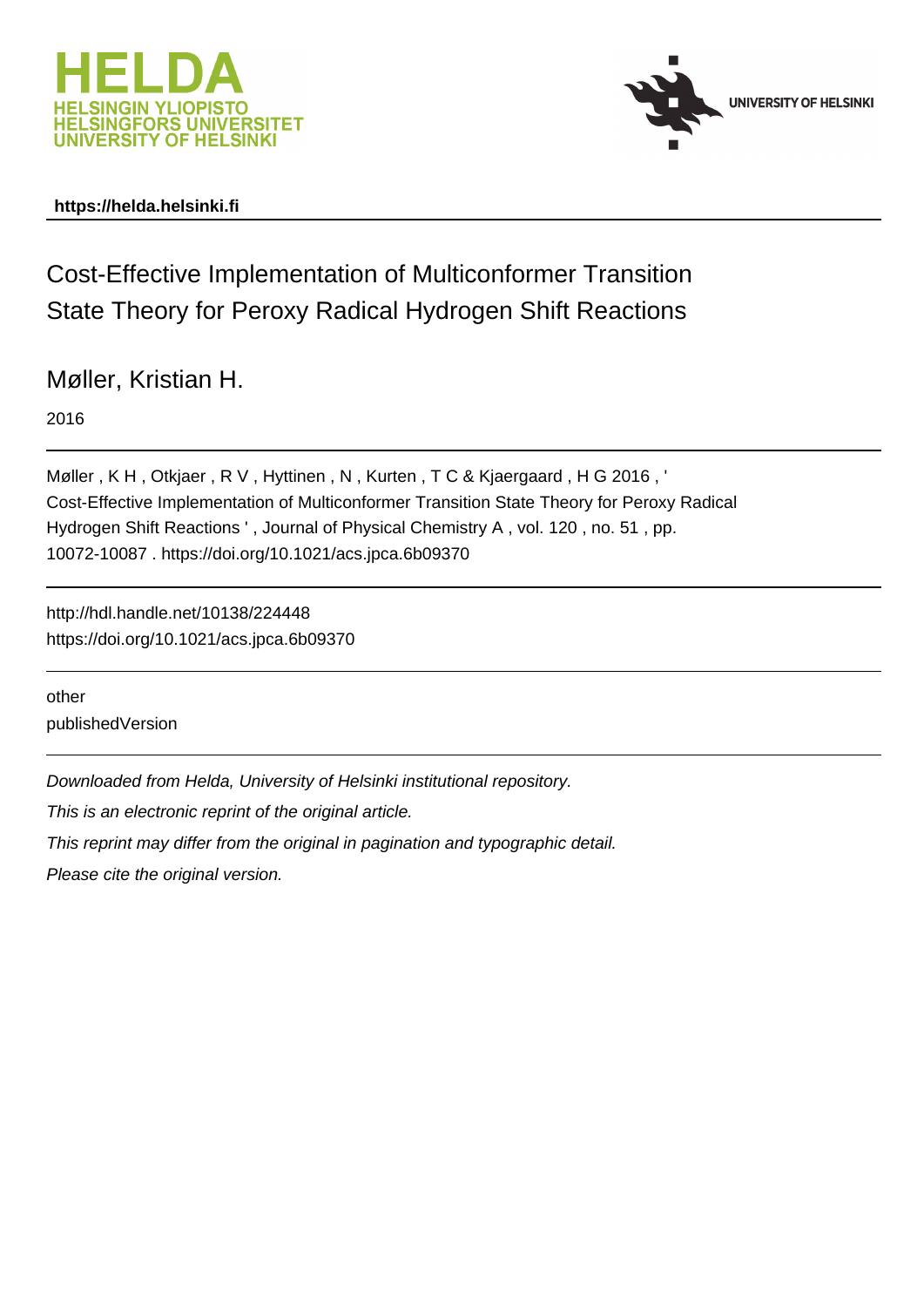HELDA
HELSINGIN YLIOPISTO
HELSINGFORS UNIVERSITET
UNIVERSITY OF HELSINKI

UNIVERSITY OF HELSINKI

**https://helda.helsinki.fi**

# Cost-Effective Implementation of Multiconformer Transition State Theory for Peroxy Radical Hydrogen Shift Reactions

Møller, Kristian H.

2016

Møller , K H , Otkjaer , R V , Hyttinen , N , Kurten , T C & Kjaergaard , H G 2016 , ' Cost-Effective Implementation of Multiconformer Transition State Theory for Peroxy Radical Hydrogen Shift Reactions ' , Journal of Physical Chemistry A , vol. 120 , no. 51 , pp. 10072-10087 . https://doi.org/10.1021/acs.jpca.6b09370

http://hdl.handle.net/10138/224448
https://doi.org/10.1021/acs.jpca.6b09370

other
publishedVersion

*Downloaded from Helda, University of Helsinki institutional repository.*

*This is an electronic reprint of the original article.*

*This reprint may differ from the original in pagination and typographic detail.*

*Please cite the original version.*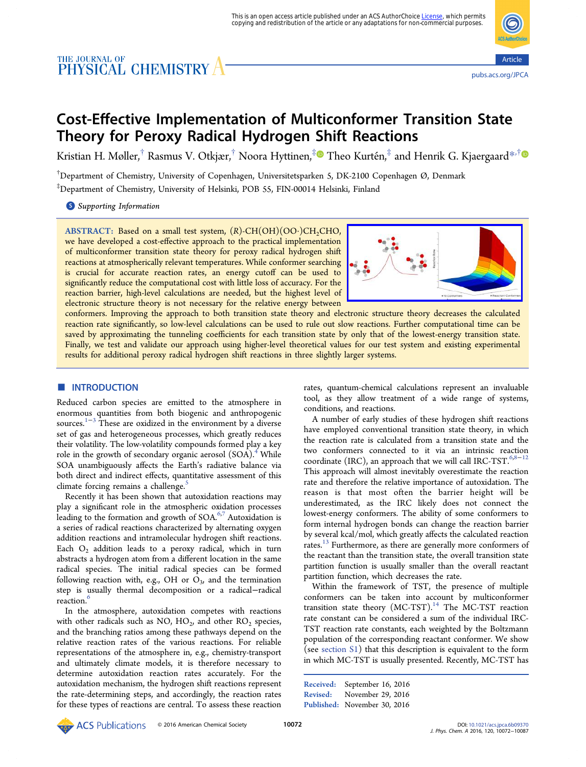This is an open access article published under an ACS AuthorChoice License, which permits copying and redistribution of the article or any adaptations for non-commercial purposes.

# Cost-Effective Implementation of Multiconformer Transition State Theory for Peroxy Radical Hydrogen Shift Reactions

Kristian H. Møller,[†] Rasmus V. Otkjær,[†] Noora Hyttinen,[‡] Theo Kurtén,[‡] and Henrik G. Kjaergaard*[,†]

[†]Department of Chemistry, University of Copenhagen, Universitetsparken 5, DK-2100 Copenhagen Ø, Denmark

[‡]Department of Chemistry, University of Helsinki, POB 55, FIN-00014 Helsinki, Finland

Supporting Information

**ABSTRACT:** Based on a small test system, (*R*)-CH(OH)(OO·)$CH_2$CHO, we have developed a cost-effective approach to the practical implementation of multiconformer transition state theory for peroxy radical hydrogen shift reactions at atmospherically relevant temperatures. While conformer searching is crucial for accurate reaction rates, an energy cutoff can be used to significantly reduce the computational cost with little loss of accuracy. For the reaction barrier, high-level calculations are needed, but the highest level of electronic structure theory is not necessary for the relative energy between conformers. Improving the approach to both transition state theory and electronic structure theory decreases the calculated reaction rate significantly, so low-level calculations can be used to rule out slow reactions. Further computational time can be saved by approximating the tunneling coefficients for each transition state by only that of the lowest-energy transition state. Finally, we test and validate our approach using higher-level theoretical values for our test system and existing experimental results for additional peroxy radical hydrogen shift reactions in three slightly larger systems.

## INTRODUCTION

Reduced carbon species are emitted to the atmosphere in enormous quantities from both biogenic and anthropogenic sources.[1−3] These are oxidized in the environment by a diverse set of gas and heterogeneous processes, which greatly reduces their volatility. The low-volatility compounds formed play a key role in the growth of secondary organic aerosol (SOA).[4] While SOA unambiguously affects the Earth's radiative balance via both direct and indirect effects, quantitative assessment of this climate forcing remains a challenge.[5]

Recently it has been shown that autoxidation reactions may play a significant role in the atmospheric oxidation processes leading to the formation and growth of SOA.[6,7] Autoxidation is a series of radical reactions characterized by alternating oxygen addition reactions and intramolecular hydrogen shift reactions. Each $O_2$ addition leads to a peroxy radical, which in turn abstracts a hydrogen atom from a different location in the same radical species. The initial radical species can be formed following reaction with, e.g., OH or $O_3$, and the termination step is usually thermal decomposition or a radical−radical reaction.[6]

In the atmosphere, autoxidation competes with reactions with other radicals such as NO, $HO_2$, and other $RO_2$ species, and the branching ratios among these pathways depend on the relative reaction rates of the various reactions. For reliable representations of the atmosphere in, e.g., chemistry-transport and ultimately climate models, it is therefore necessary to determine autoxidation reaction rates accurately. For the autoxidation mechanism, the hydrogen shift reactions represent the rate-determining steps, and accordingly, the reaction rates for these types of reactions are central. To assess these reaction rates, quantum-chemical calculations represent an invaluable tool, as they allow treatment of a wide range of systems, conditions, and reactions.

A number of early studies of these hydrogen shift reactions have employed conventional transition state theory, in which the reaction rate is calculated from a transition state and the two conformers connected to it via an intrinsic reaction coordinate (IRC), an approach that we will call IRC-TST.[6,8−12] This approach will almost inevitably overestimate the reaction rate and therefore the relative importance of autoxidation. The reason is that most often the barrier height will be underestimated, as the IRC likely does not connect the lowest-energy conformers. The ability of some conformers to form internal hydrogen bonds can change the reaction barrier by several kcal/mol, which greatly affects the calculated reaction rates.[13] Furthermore, as there are generally more conformers of the reactant than the transition state, the overall transition state partition function is usually smaller than the overall reactant partition function, which decreases the rate.

Within the framework of TST, the presence of multiple conformers can be taken into account by multiconformer transition state theory (MC-TST).[14] The MC-TST reaction rate constant can be considered a sum of the individual IRC-TST reaction rate constants, each weighted by the Boltzmann population of the corresponding reactant conformer. We show (see section S1) that this description is equivalent to the form in which MC-TST is usually presented. Recently, MC-TST has

Received: September 16, 2016
Revised: November 29, 2016
Published: November 30, 2016

© 2016 American Chemical Society

DOI: 10.1021/acs.jpca.6b09370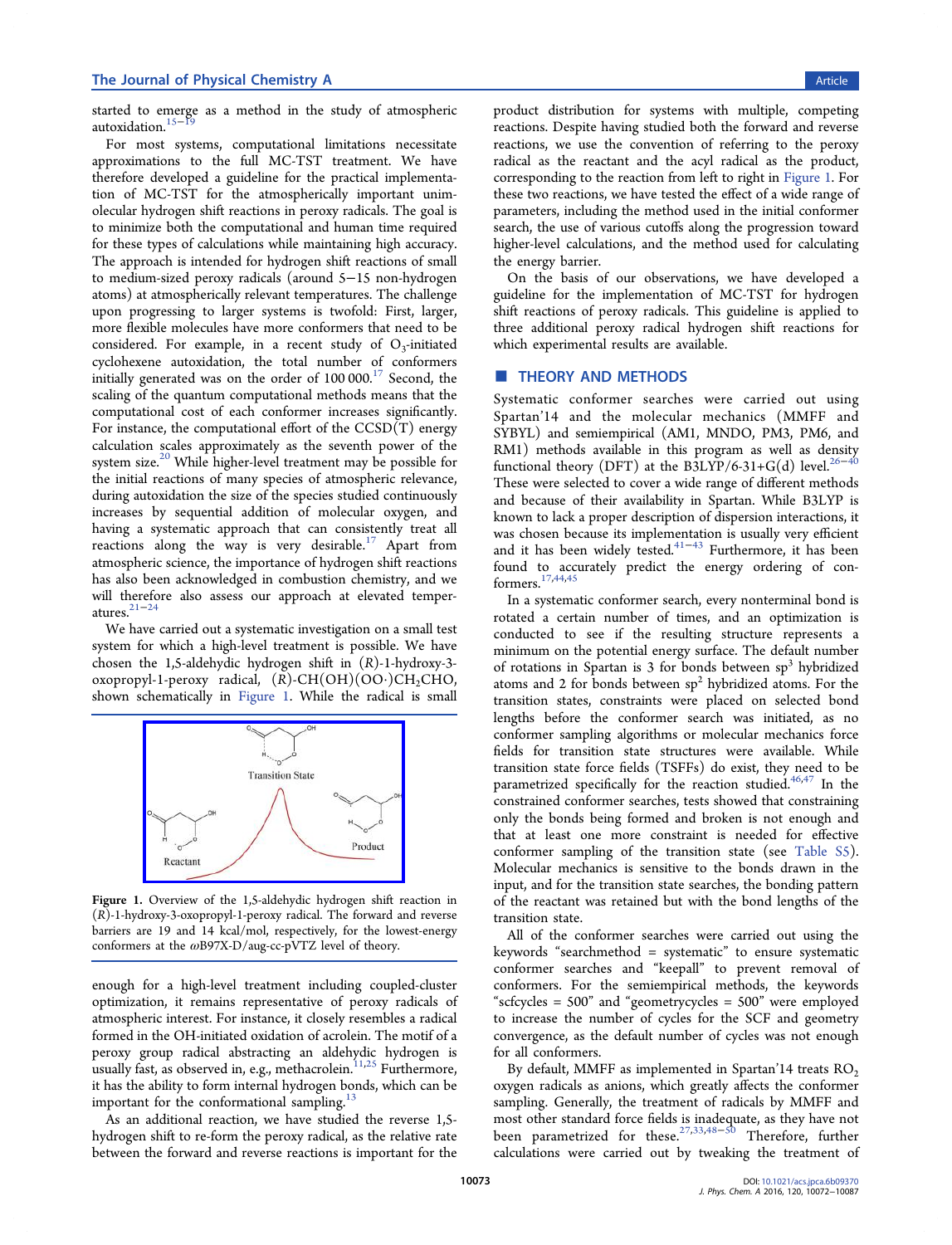started to emerge as a method in the study of atmospheric autoxidation.[15−19]

For most systems, computational limitations necessitate approximations to the full MC-TST treatment. We have therefore developed a guideline for the practical implementation of MC-TST for the atmospherically important unimolecular hydrogen shift reactions in peroxy radicals. The goal is to minimize both the computational and human time required for these types of calculations while maintaining high accuracy. The approach is intended for hydrogen shift reactions of small to medium-sized peroxy radicals (around 5−15 non-hydrogen atoms) at atmospherically relevant temperatures. The challenge upon progressing to larger systems is twofold: First, larger, more flexible molecules have more conformers that need to be considered. For example, in a recent study of $O_3$-initiated cyclohexene autoxidation, the total number of conformers initially generated was on the order of 100 000.[17] Second, the scaling of the quantum computational methods means that the computational cost of each conformer increases significantly. For instance, the computational effort of the CCSD(T) energy calculation scales approximately as the seventh power of the system size.[20] While higher-level treatment may be possible for the initial reactions of many species of atmospheric relevance, during autoxidation the size of the species studied continuously increases by sequential addition of molecular oxygen, and having a systematic approach that can consistently treat all reactions along the way is very desirable.[17] Apart from atmospheric science, the importance of hydrogen shift reactions has also been acknowledged in combustion chemistry, and we will therefore also assess our approach at elevated temperatures.[21−24]

We have carried out a systematic investigation on a small test system for which a high-level treatment is possible. We have chosen the 1,5-aldehydic hydrogen shift in (*R*)-1-hydroxy-3-oxopropyl-1-peroxy radical, (*R*)-CH(OH)(OO·)$CH_2$CHO, shown schematically in Figure 1. While the radical is small enough for a high-level treatment including coupled-cluster optimization, it remains representative of peroxy radicals of atmospheric interest. For instance, it closely resembles a radical formed in the OH-initiated oxidation of acrolein. The motif of a peroxy group radical abstracting an aldehydic hydrogen is usually fast, as observed in, e.g., methacrolein.[11,25] Furthermore, it has the ability to form internal hydrogen bonds, which can be important for the conformational sampling.[13]

Figure 1. Overview of the 1,5-aldehydic hydrogen shift reaction in (*R*)-1-hydroxy-3-oxopropyl-1-peroxy radical. The forward and reverse barriers are 19 and 14 kcal/mol, respectively, for the lowest-energy conformers at the ωB97X-D/aug-cc-pVTZ level of theory.

As an additional reaction, we have studied the reverse 1,5-hydrogen shift to re-form the peroxy radical, as the relative rate between the forward and reverse reactions is important for the product distribution for systems with multiple, competing reactions. Despite having studied both the forward and reverse reactions, we use the convention of referring to the peroxy radical as the reactant and the acyl radical as the product, corresponding to the reaction from left to right in Figure 1. For these two reactions, we have tested the effect of a wide range of parameters, including the method used in the initial conformer search, the use of various cutoffs along the progression toward higher-level calculations, and the method used for calculating the energy barrier.

On the basis of our observations, we have developed a guideline for the implementation of MC-TST for hydrogen shift reactions of peroxy radicals. This guideline is applied to three additional peroxy radical hydrogen shift reactions for which experimental results are available.

## THEORY AND METHODS

Systematic conformer searches were carried out using Spartan'14 and the molecular mechanics (MMFF and SYBYL) and semiempirical (AM1, MNDO, PM3, PM6, and RM1) methods available in this program as well as density functional theory (DFT) at the B3LYP/6-31+G(d) level.[26−40] These were selected to cover a wide range of different methods and because of their availability in Spartan. While B3LYP is known to lack a proper description of dispersion interactions, it was chosen because its implementation is usually very efficient and it has been widely tested.[41−43] Furthermore, it has been found to accurately predict the energy ordering of conformers.[17,44,45]

In a systematic conformer search, every nonterminal bond is rotated a certain number of times, and an optimization is conducted to see if the resulting structure represents a minimum on the potential energy surface. The default number of rotations in Spartan is 3 for bonds between $sp^3$ hybridized atoms and 2 for bonds between $sp^2$ hybridized atoms. For the transition states, constraints were placed on selected bond lengths before the conformer search was initiated, as no conformer sampling algorithms or molecular mechanics force fields for transition state structures were available. While transition state force fields (TSFFs) do exist, they need to be parametrized specifically for the reaction studied.[46,47] In the constrained conformer searches, tests showed that constraining only the bonds being formed and broken is not enough and that at least one more constraint is needed for effective conformer sampling of the transition state (see Table S5). Molecular mechanics is sensitive to the bonds drawn in the input, and for the transition state searches, the bonding pattern of the reactant was retained but with the bond lengths of the transition state.

All of the conformer searches were carried out using the keywords "searchmethod = systematic" to ensure systematic conformer searches and "keepall" to prevent removal of conformers. For the semiempirical methods, the keywords "scfcycles = 500" and "geometrycycles = 500" were employed to increase the number of cycles for the SCF and geometry convergence, as the default number of cycles was not enough for all conformers.

By default, MMFF as implemented in Spartan'14 treats $RO_2$ oxygen radicals as anions, which greatly affects the conformer sampling. Generally, the treatment of radicals by MMFF and most other standard force fields is inadequate, as they have not been parametrized for these.[27,33,48−50] Therefore, further calculations were carried out by tweaking the treatment of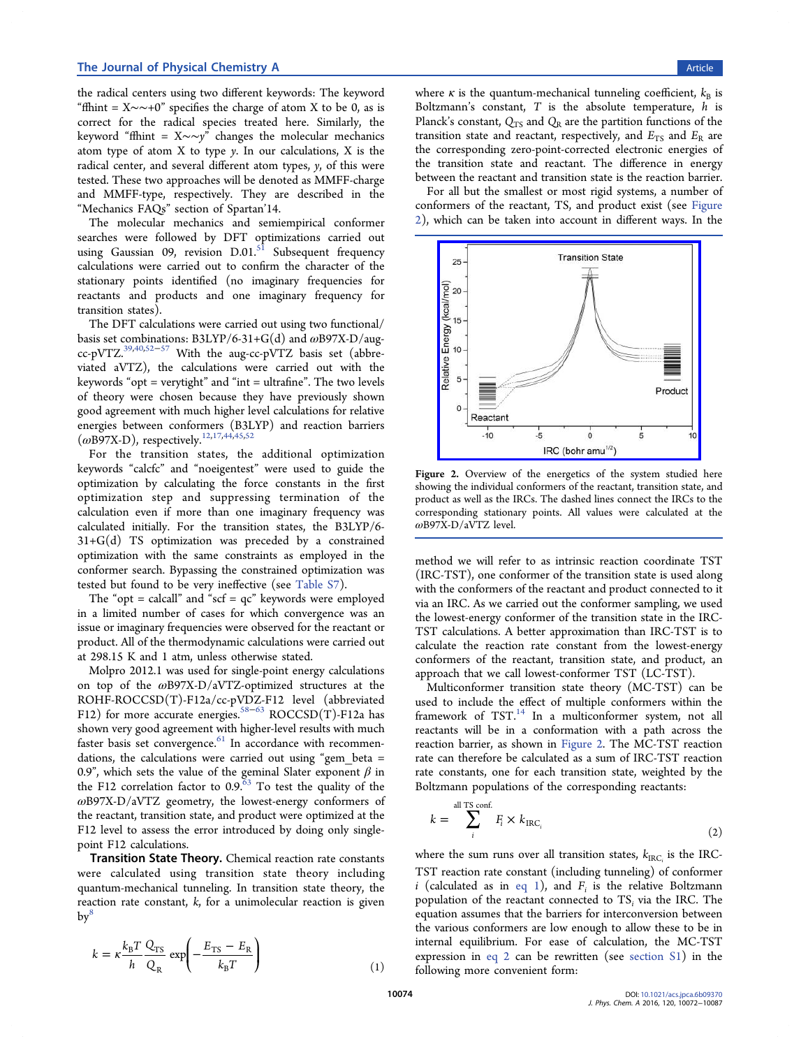the radical centers using two different keywords: The keyword "ffhint = X~~+0" specifies the charge of atom X to be 0, as is correct for the radical species treated here. Similarly, the keyword "ffhint = X~~y" changes the molecular mechanics atom type of atom X to type y. In our calculations, X is the radical center, and several different atom types, y, of this were tested. These two approaches will be denoted as MMFF-charge and MMFF-type, respectively. They are described in the "Mechanics FAQs" section of Spartan'14.

The molecular mechanics and semiempirical conformer searches were followed by DFT optimizations carried out using Gaussian 09, revision D.01.[51] Subsequent frequency calculations were carried out to confirm the character of the stationary points identified (no imaginary frequencies for reactants and products and one imaginary frequency for transition states).

The DFT calculations were carried out using two functional/basis set combinations: B3LYP/6-31+G(d) and ωB97X-D/aug-cc-pVTZ.[39,40,52−57] With the aug-cc-pVTZ basis set (abbreviated aVTZ), the calculations were carried out with the keywords "opt = verytight" and "int = ultrafine". The two levels of theory were chosen because they have previously shown good agreement with much higher level calculations for relative energies between conformers (B3LYP) and reaction barriers (ωB97X-D), respectively.[12,17,44,45,52]

For the transition states, the additional optimization keywords "calcfc" and "noeigentest" were used to guide the optimization by calculating the force constants in the first optimization step and suppressing termination of the calculation even if more than one imaginary frequency was calculated initially. For the transition states, the B3LYP/6-31+G(d) TS optimization was preceded by a constrained optimization with the same constraints as employed in the conformer search. Bypassing the constrained optimization was tested but found to be very ineffective (see Table S7).

The "opt = calcall" and "scf = qc" keywords were employed in a limited number of cases for which convergence was an issue or imaginary frequencies were observed for the reactant or product. All of the thermodynamic calculations were carried out at 298.15 K and 1 atm, unless otherwise stated.

Molpro 2012.1 was used for single-point energy calculations on top of the ωB97X-D/aVTZ-optimized structures at the ROHF-ROCCSD(T)-F12a/cc-pVDZ-F12 level (abbreviated F12) for more accurate energies.[58−63] ROCCSD(T)-F12a has shown very good agreement with higher-level results with much faster basis set convergence.[61] In accordance with recommendations, the calculations were carried out using "gem_beta = 0.9", which sets the value of the geminal Slater exponent $\beta$ in the F12 correlation factor to 0.9.[63] To test the quality of the ωB97X-D/aVTZ geometry, the lowest-energy conformers of the reactant, transition state, and product were optimized at the F12 level to assess the error introduced by doing only single-point F12 calculations.

**Transition State Theory.** Chemical reaction rate constants were calculated using transition state theory including quantum-mechanical tunneling. In transition state theory, the reaction rate constant, $k$, for a unimolecular reaction is given by[8]

$$k = \kappa \frac{k_B T}{h} \frac{Q_{TS}}{Q_R} \exp\left(-\frac{E_{TS} - E_R}{k_B T}\right) \tag{1}$$

where $\kappa$ is the quantum-mechanical tunneling coefficient, $k_B$ is Boltzmann's constant, $T$ is the absolute temperature, $h$ is Planck's constant, $Q_{TS}$ and $Q_R$ are the partition functions of the transition state and reactant, respectively, and $E_{TS}$ and $E_R$ are the corresponding zero-point-corrected electronic energies of the transition state and reactant. The difference in energy between the reactant and transition state is the reaction barrier.

For all but the smallest or most rigid systems, a number of conformers of the reactant, TS, and product exist (see Figure 2), which can be taken into account in different ways. In the method we will refer to as intrinsic reaction coordinate TST (IRC-TST), one conformer of the transition state is used along with the conformers of the reactant and product connected to it via an IRC. As we carried out the conformer sampling, we used the lowest-energy conformer of the transition state in the IRC-TST calculations. A better approximation than IRC-TST is to calculate the reaction rate constant from the lowest-energy conformers of the reactant, transition state, and product, an approach that we call lowest-conformer TST (LC-TST).

Figure 2. Overview of the energetics of the system studied here showing the individual conformers of the reactant, transition state, and product as well as the IRCs. The dashed lines connect the IRCs to the corresponding stationary points. All values were calculated at the ωB97X-D/aVTZ level.

Multiconformer transition state theory (MC-TST) can be used to include the effect of multiple conformers within the framework of TST.[14] In a multiconformer system, not all reactants will be in a conformation with a path across the reaction barrier, as shown in Figure 2. The MC-TST reaction rate can therefore be calculated as a sum of IRC-TST reaction rate constants, one for each transition state, weighted by the Boltzmann populations of the corresponding reactants:

$$k = \sum_{i}^{\text{all TS conf.}} F_i \times k_{\text{IRC}_i} \tag{2}$$

where the sum runs over all transition states, $k_{\text{IRC}_i}$ is the IRC-TST reaction rate constant (including tunneling) of conformer $i$ (calculated as in eq 1), and $F_i$ is the relative Boltzmann population of the reactant connected to $\text{TS}_i$ via the IRC. The equation assumes that the barriers for interconversion between the various conformers are low enough to allow these to be in internal equilibrium. For ease of calculation, the MC-TST expression in eq 2 can be rewritten (see section S1) in the following more convenient form: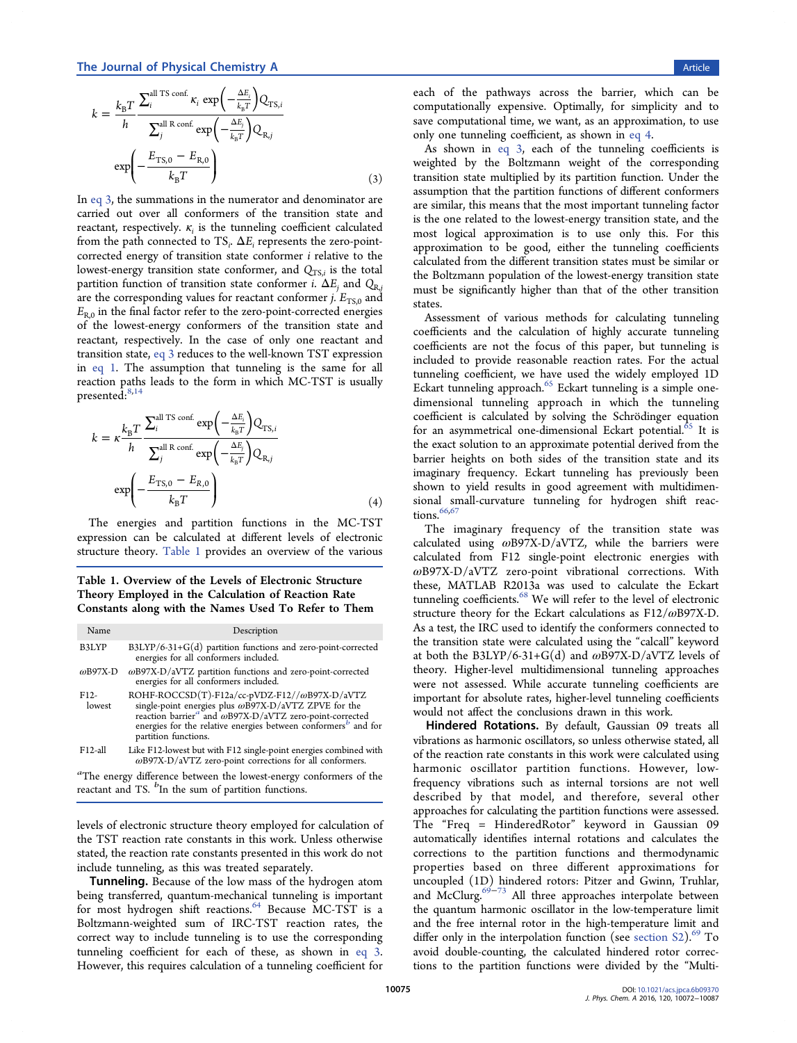$$k = \frac{k_B T}{h} \frac{\sum_i^{\text{all TS conf.}} \kappa_i \exp\left(-\frac{\Delta E_i}{k_B T}\right) Q_{TS,i}}{\sum_j^{\text{all R conf.}} \exp\left(-\frac{\Delta E_j}{k_B T}\right) Q_{R,j}} \exp\left(-\frac{E_{TS,0} - E_{R,0}}{k_B T}\right) \tag{3}$$

In eq 3, the summations in the numerator and denominator are carried out over all conformers of the transition state and reactant, respectively. $\kappa_i$ is the tunneling coefficient calculated from the path connected to $TS_i$. $\Delta E_i$ represents the zero-point-corrected energy of transition state conformer $i$ relative to the lowest-energy transition state conformer, and $Q_{TS,i}$ is the total partition function of transition state conformer $i$. $\Delta E_j$ and $Q_{R,j}$ are the corresponding values for reactant conformer $j$. $E_{TS,0}$ and $E_{R,0}$ in the final factor refer to the zero-point-corrected energies of the lowest-energy conformers of the transition state and reactant, respectively. In the case of only one reactant and transition state, eq 3 reduces to the well-known TST expression in eq 1. The assumption that tunneling is the same for all reaction paths leads to the form in which MC-TST is usually presented:[8,14]

$$k = \kappa \frac{k_B T}{h} \frac{\sum_i^{\text{all TS conf.}} \exp\left(-\frac{\Delta E_i}{k_B T}\right) Q_{TS,i}}{\sum_j^{\text{all R conf.}} \exp\left(-\frac{\Delta E_j}{k_B T}\right) Q_{R,j}} \exp\left(-\frac{E_{TS,0} - E_{R,0}}{k_B T}\right) \tag{4}$$

The energies and partition functions in the MC-TST expression can be calculated at different levels of electronic structure theory. Table 1 provides an overview of the various levels of electronic structure theory employed for calculation of the TST reaction rate constants in this work. Unless otherwise stated, the reaction rate constants presented in this work do not include tunneling, as this was treated separately.

**Table 1. Overview of the Levels of Electronic Structure Theory Employed in the Calculation of Reaction Rate Constants along with the Names Used To Refer to Them**

| Name | Description |
|---|---|
| B3LYP | B3LYP/6-31+G(d) partition functions and zero-point-corrected energies for all conformers included. |
| ωB97X-D | ωB97X-D/aVTZ partition functions and zero-point-corrected energies for all conformers included. |
| F12-lowest | ROHF-ROCCSD(T)-F12a/cc-pVDZ-F12//ωB97X-D/aVTZ single-point energies plus ωB97X-D/aVTZ ZPVE for the reaction barrier[a] and ωB97X-D/aVTZ zero-point-corrected energies for the relative energies between conformers[b] and for partition functions. |
| F12-all | Like F12-lowest but with F12 single-point energies combined with ωB97X-D/aVTZ zero-point corrections for all conformers. |

[a]The energy difference between the lowest-energy conformers of the reactant and TS. [b]In the sum of partition functions.

**Tunneling.** Because of the low mass of the hydrogen atom being transferred, quantum-mechanical tunneling is important for most hydrogen shift reactions.[64] Because MC-TST is a Boltzmann-weighted sum of IRC-TST reaction rates, the correct way to include tunneling is to use the corresponding tunneling coefficient for each of these, as shown in eq 3. However, this requires calculation of a tunneling coefficient for each of the pathways across the barrier, which can be computationally expensive. Optimally, for simplicity and to save computational time, we want, as an approximation, to use only one tunneling coefficient, as shown in eq 4.

As shown in eq 3, each of the tunneling coefficients is weighted by the Boltzmann weight of the corresponding transition state multiplied by its partition function. Under the assumption that the partition functions of different conformers are similar, this means that the most important tunneling factor is the one related to the lowest-energy transition state, and the most logical approximation is to use only this. For this approximation to be good, either the tunneling coefficients calculated from the different transition states must be similar or the Boltzmann population of the lowest-energy transition state must be significantly higher than that of the other transition states.

Assessment of various methods for calculating tunneling coefficients and the calculation of highly accurate tunneling coefficients are not the focus of this paper, but tunneling is included to provide reasonable reaction rates. For the actual tunneling coefficient, we have used the widely employed 1D Eckart tunneling approach.[65] Eckart tunneling is a simple one-dimensional tunneling approach in which the tunneling coefficient is calculated by solving the Schrödinger equation for an asymmetrical one-dimensional Eckart potential.[65] It is the exact solution to an approximate potential derived from the barrier heights on both sides of the transition state and its imaginary frequency. Eckart tunneling has previously been shown to yield results in good agreement with multidimensional small-curvature tunneling for hydrogen shift reactions.[66,67]

The imaginary frequency of the transition state was calculated using ωB97X-D/aVTZ, while the barriers were calculated from F12 single-point electronic energies with ωB97X-D/aVTZ zero-point vibrational corrections. With these, MATLAB R2013a was used to calculate the Eckart tunneling coefficients.[68] We will refer to the level of electronic structure theory for the Eckart calculations as F12/ωB97X-D. As a test, the IRC used to identify the conformers connected to the transition state were calculated using the "calcall" keyword at both the B3LYP/6-31+G(d) and ωB97X-D/aVTZ levels of theory. Higher-level multidimensional tunneling approaches were not assessed. While accurate tunneling coefficients are important for absolute rates, higher-level tunneling coefficients would not affect the conclusions drawn in this work.

**Hindered Rotations.** By default, Gaussian 09 treats all vibrations as harmonic oscillators, so unless otherwise stated, all of the reaction rate constants in this work were calculated using harmonic oscillator partition functions. However, low-frequency vibrations such as internal torsions are not well described by that model, and therefore, several other approaches for calculating the partition functions were assessed. The "Freq = HinderedRotor" keyword in Gaussian 09 automatically identifies internal rotations and calculates the corrections to the partition functions and thermodynamic properties based on three different approximations for uncoupled (1D) hindered rotors: Pitzer and Gwinn, Truhlar, and McClurg.[69−73] All three approaches interpolate between the quantum harmonic oscillator in the low-temperature limit and the free internal rotor in the high-temperature limit and differ only in the interpolation function (see section S2).[69] To avoid double-counting, the calculated hindered rotor corrections to the partition functions were divided by the "Multi-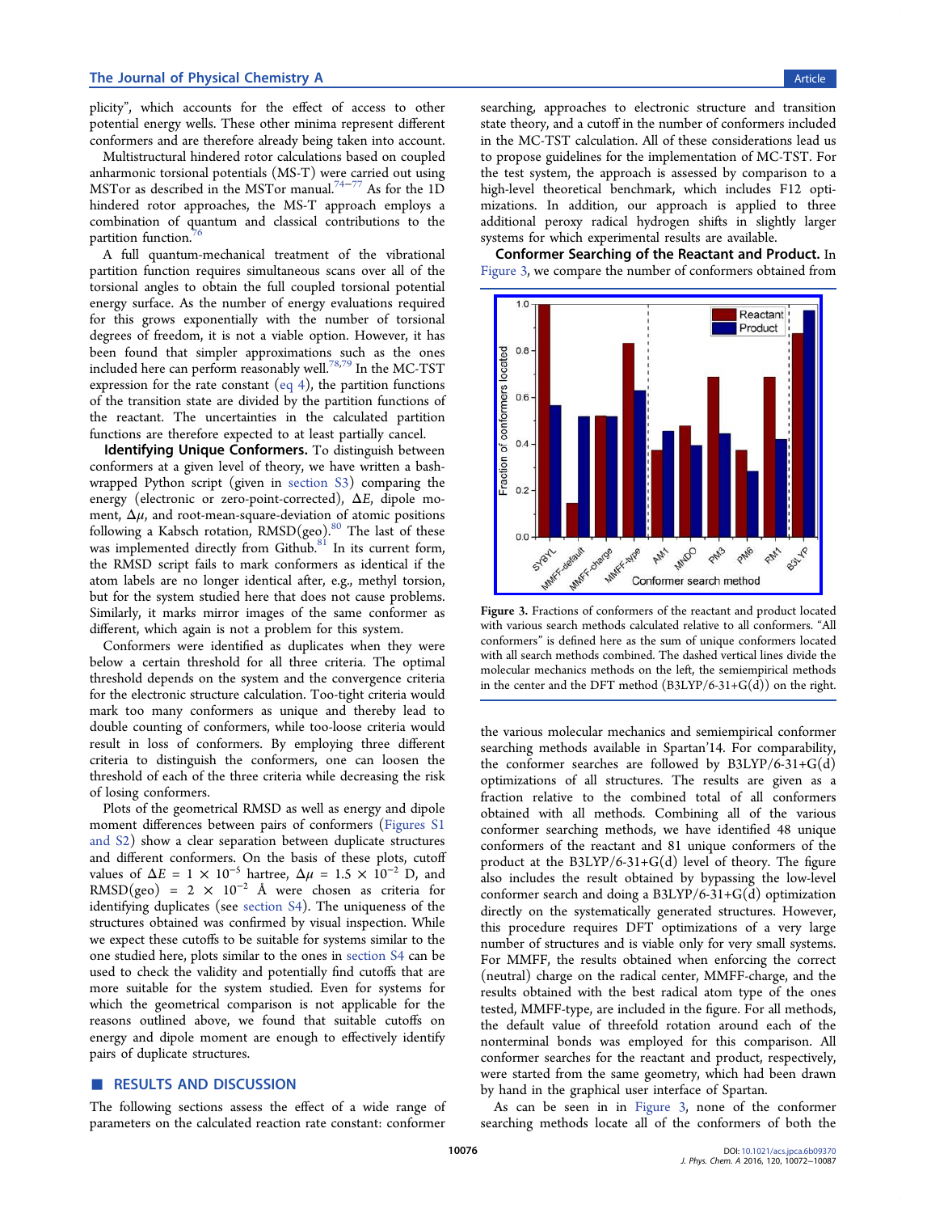plicity", which accounts for the effect of access to other potential energy wells. These other minima represent different conformers and are therefore already being taken into account.

Multistructural hindered rotor calculations based on coupled anharmonic torsional potentials (MS-T) were carried out using MSTor as described in the MSTor manual.[74−77] As for the 1D hindered rotor approaches, the MS-T approach employs a combination of quantum and classical contributions to the partition function.[76]

A full quantum-mechanical treatment of the vibrational partition function requires simultaneous scans over all of the torsional angles to obtain the full coupled torsional potential energy surface. As the number of energy evaluations required for this grows exponentially with the number of torsional degrees of freedom, it is not a viable option. However, it has been found that simpler approximations such as the ones included here can perform reasonably well.[78,79] In the MC-TST expression for the rate constant (eq 4), the partition functions of the transition state are divided by the partition functions of the reactant. The uncertainties in the calculated partition functions are therefore expected to at least partially cancel.

**Identifying Unique Conformers.** To distinguish between conformers at a given level of theory, we have written a bash-wrapped Python script (given in section S3) comparing the energy (electronic or zero-point-corrected), $\Delta E$, dipole moment, $\Delta\mu$, and root-mean-square-deviation of atomic positions following a Kabsch rotation, RMSD(geo).[80] The last of these was implemented directly from Github.[81] In its current form, the RMSD script fails to mark conformers as identical if the atom labels are no longer identical after, e.g., methyl torsion, but for the system studied here that does not cause problems. Similarly, it marks mirror images of the same conformer as different, which again is not a problem for this system.

Conformers were identified as duplicates when they were below a certain threshold for all three criteria. The optimal threshold depends on the system and the convergence criteria for the electronic structure calculation. Too-tight criteria would mark too many conformers as unique and thereby lead to double counting of conformers, while too-loose criteria would result in loss of conformers. By employing three different criteria to distinguish the conformers, one can loosen the threshold of each of the three criteria while decreasing the risk of losing conformers.

Plots of the geometrical RMSD as well as energy and dipole moment differences between pairs of conformers (Figures S1 and S2) show a clear separation between duplicate structures and different conformers. On the basis of these plots, cutoff values of $\Delta E = 1 \times 10^{-5}$ hartree, $\Delta\mu = 1.5 \times 10^{-2}$ D, and RMSD(geo) $= 2 \times 10^{-2}$ Å were chosen as criteria for identifying duplicates (see section S4). The uniqueness of the structures obtained was confirmed by visual inspection. While we expect these cutoffs to be suitable for systems similar to the one studied here, plots similar to the ones in section S4 can be used to check the validity and potentially find cutoffs that are more suitable for the system studied. Even for systems for which the geometrical comparison is not applicable for the reasons outlined above, we found that suitable cutoffs on energy and dipole moment are enough to effectively identify pairs of duplicate structures.

## RESULTS AND DISCUSSION

The following sections assess the effect of a wide range of parameters on the calculated reaction rate constant: conformer searching, approaches to electronic structure and transition state theory, and a cutoff in the number of conformers included in the MC-TST calculation. All of these considerations lead us to propose guidelines for the implementation of MC-TST. For the test system, the approach is assessed by comparison to a high-level theoretical benchmark, which includes F12 optimizations. In addition, our approach is applied to three additional peroxy radical hydrogen shifts in slightly larger systems for which experimental results are available.

**Conformer Searching of the Reactant and Product.** In Figure 3, we compare the number of conformers obtained from the various molecular mechanics and semiempirical conformer searching methods available in Spartan'14. For comparability, the conformer searches are followed by B3LYP/6-31+G(d) optimizations of all structures. The results are given as a fraction relative to the combined total of all conformers obtained with all methods. Combining all of the various conformer searching methods, we have identified 48 unique conformers of the reactant and 81 unique conformers of the product at the B3LYP/6-31+G(d) level of theory. The figure also includes the result obtained by bypassing the low-level conformer search and doing a B3LYP/6-31+G(d) optimization directly on the systematically generated structures. However, this procedure requires DFT optimizations of a very large number of structures and is viable only for very small systems. For MMFF, the results obtained when enforcing the correct (neutral) charge on the radical center, MMFF-charge, and the results obtained with the best radical atom type of the ones tested, MMFF-type, are included in the figure. For all methods, the default value of threefold rotation around each of the nonterminal bonds was employed for this comparison. All conformer searches for the reactant and product, respectively, were started from the same geometry, which had been drawn by hand in the graphical user interface of Spartan.

Figure 3. Fractions of conformers of the reactant and product located with various search methods calculated relative to all conformers. "All conformers" is defined here as the sum of unique conformers located with all search methods combined. The dashed vertical lines divide the molecular mechanics methods on the left, the semiempirical methods in the center and the DFT method (B3LYP/6-31+G(d)) on the right.

As can be seen in in Figure 3, none of the conformer searching methods locate all of the conformers of both the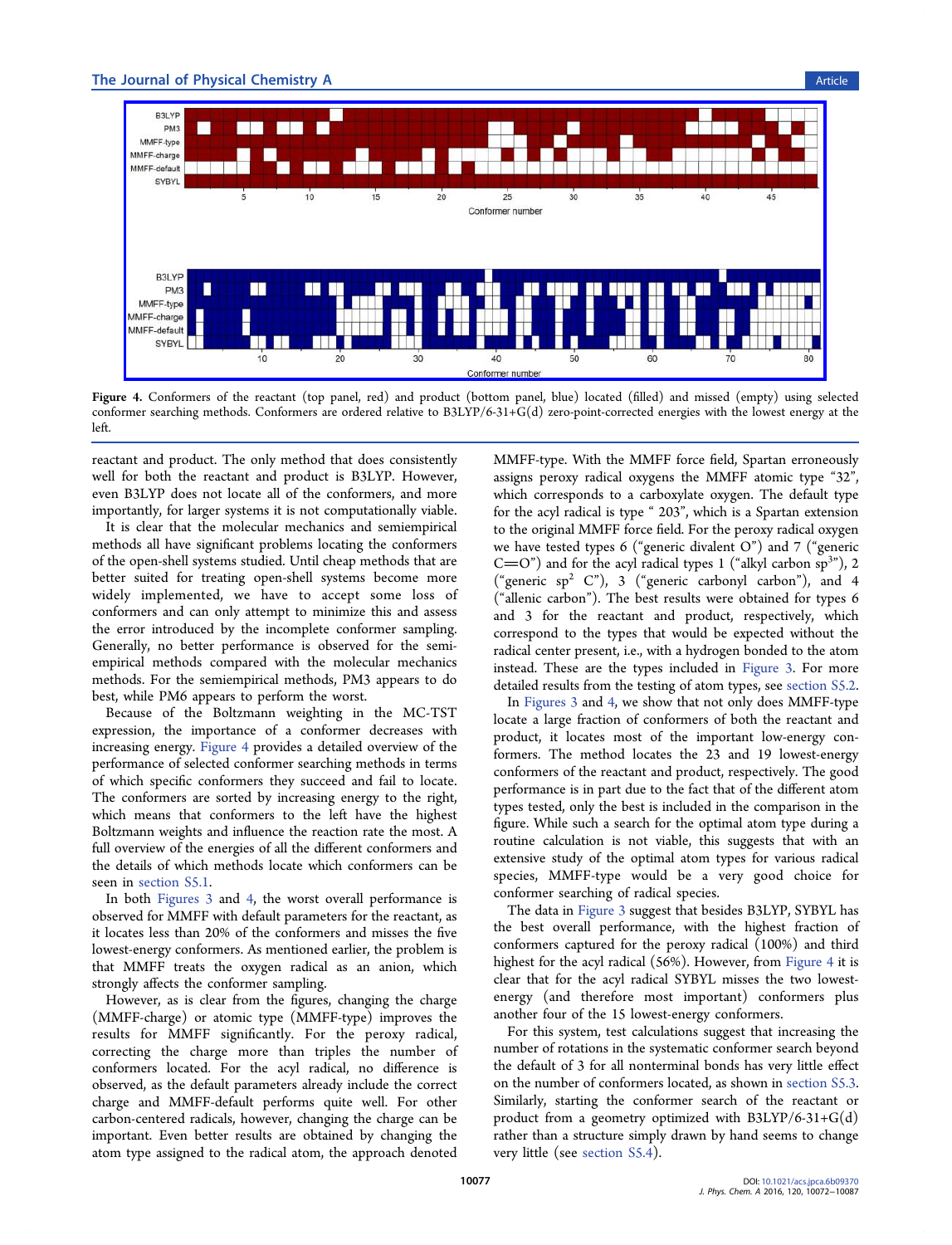Figure 4. Conformers of the reactant (top panel, red) and product (bottom panel, blue) located (filled) and missed (empty) using selected conformer searching methods. Conformers are ordered relative to B3LYP/6-31+G(d) zero-point-corrected energies with the lowest energy at the left.

reactant and product. The only method that does consistently well for both the reactant and product is B3LYP. However, even B3LYP does not locate all of the conformers, and more importantly, for larger systems it is not computationally viable.

It is clear that the molecular mechanics and semiempirical methods all have significant problems locating the conformers of the open-shell systems studied. Until cheap methods that are better suited for treating open-shell systems become more widely implemented, we have to accept some loss of conformers and can only attempt to minimize this and assess the error introduced by the incomplete conformer sampling. Generally, no better performance is observed for the semiempirical methods compared with the molecular mechanics methods. For the semiempirical methods, PM3 appears to do best, while PM6 appears to perform the worst.

Because of the Boltzmann weighting in the MC-TST expression, the importance of a conformer decreases with increasing energy. Figure 4 provides a detailed overview of the performance of selected conformer searching methods in terms of which specific conformers they succeed and fail to locate. The conformers are sorted by increasing energy to the right, which means that conformers to the left have the highest Boltzmann weights and influence the reaction rate the most. A full overview of the energies of all the different conformers and the details of which methods locate which conformers can be seen in section S5.1.

In both Figures 3 and 4, the worst overall performance is observed for MMFF with default parameters for the reactant, as it locates less than 20% of the conformers and misses the five lowest-energy conformers. As mentioned earlier, the problem is that MMFF treats the oxygen radical as an anion, which strongly affects the conformer sampling.

However, as is clear from the figures, changing the charge (MMFF-charge) or atomic type (MMFF-type) improves the results for MMFF significantly. For the peroxy radical, correcting the charge more than triples the number of conformers located. For the acyl radical, no difference is observed, as the default parameters already include the correct charge and MMFF-default performs quite well. For other carbon-centered radicals, however, changing the charge can be important. Even better results are obtained by changing the atom type assigned to the radical atom, the approach denoted MMFF-type. With the MMFF force field, Spartan erroneously assigns peroxy radical oxygens the MMFF atomic type "32", which corresponds to a carboxylate oxygen. The default type for the acyl radical is type " 203", which is a Spartan extension to the original MMFF force field. For the peroxy radical oxygen we have tested types 6 ("generic divalent O") and 7 ("generic C=O") and for the acyl radical types 1 ("alkyl carbon sp$^3$"), 2 ("generic sp$^2$ C"), 3 ("generic carbonyl carbon"), and 4 ("allenic carbon"). The best results were obtained for types 6 and 3 for the reactant and product, respectively, which correspond to the types that would be expected without the radical center present, i.e., with a hydrogen bonded to the atom instead. These are the types included in Figure 3. For more detailed results from the testing of atom types, see section S5.2.

In Figures 3 and 4, we show that not only does MMFF-type locate a large fraction of conformers of both the reactant and product, it locates most of the important low-energy conformers. The method locates the 23 and 19 lowest-energy conformers of the reactant and product, respectively. The good performance is in part due to the fact that of the different atom types tested, only the best is included in the comparison in the figure. While such a search for the optimal atom type during a routine calculation is not viable, this suggests that with an extensive study of the optimal atom types for various radical species, MMFF-type would be a very good choice for conformer searching of radical species.

The data in Figure 3 suggest that besides B3LYP, SYBYL has the best overall performance, with the highest fraction of conformers captured for the peroxy radical (100%) and third highest for the acyl radical (56%). However, from Figure 4 it is clear that for the acyl radical SYBYL misses the two lowest-energy (and therefore most important) conformers plus another four of the 15 lowest-energy conformers.

For this system, test calculations suggest that increasing the number of rotations in the systematic conformer search beyond the default of 3 for all nonterminal bonds has very little effect on the number of conformers located, as shown in section S5.3. Similarly, starting the conformer search of the reactant or product from a geometry optimized with B3LYP/6-31+G(d) rather than a structure simply drawn by hand seems to change very little (see section S5.4).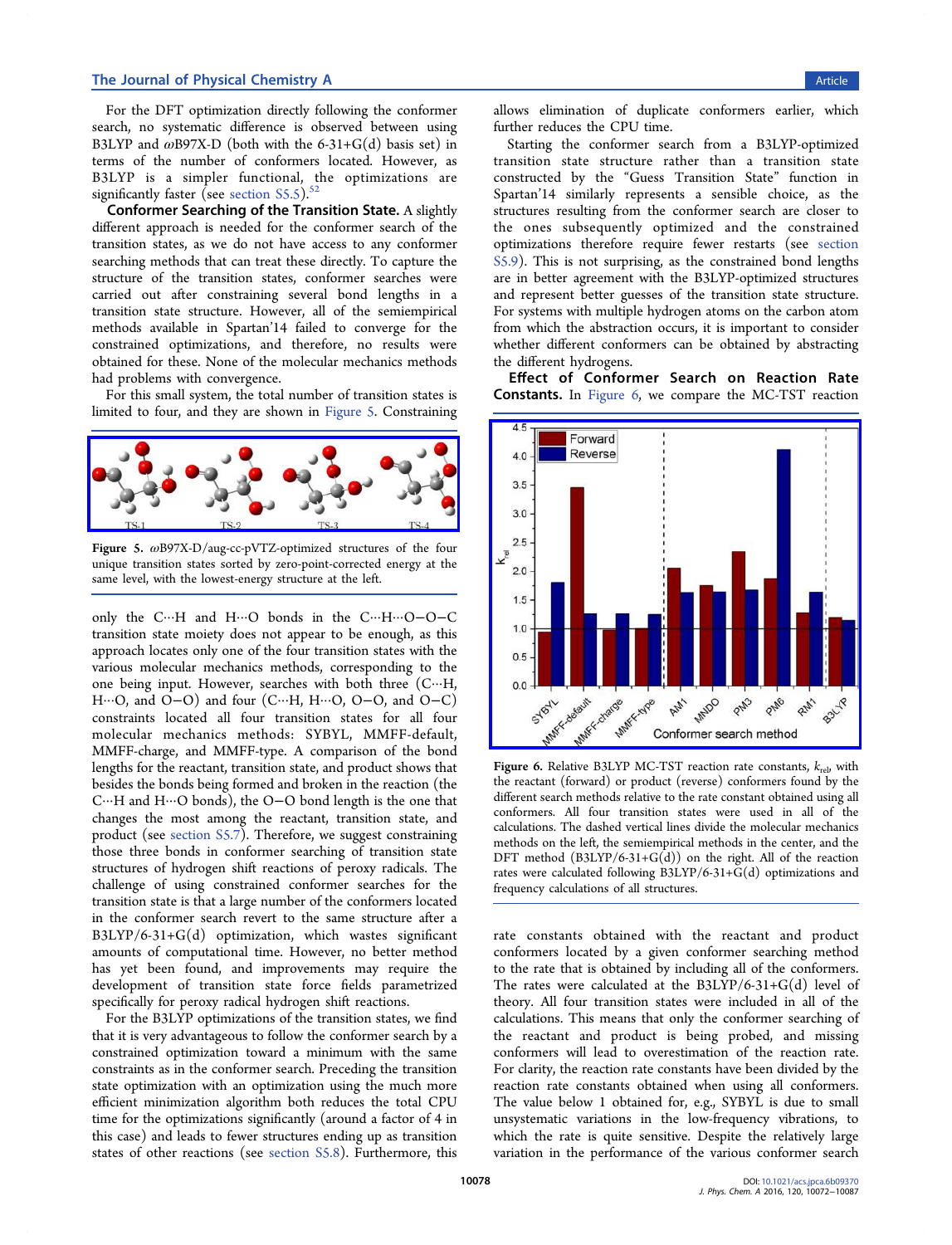For the DFT optimization directly following the conformer search, no systematic difference is observed between using B3LYP and ωB97X-D (both with the 6-31+G(d) basis set) in terms of the number of conformers located. However, as B3LYP is a simpler functional, the optimizations are significantly faster (see section S5.5).[52]

**Conformer Searching of the Transition State.** A slightly different approach is needed for the conformer search of the transition states, as we do not have access to any conformer searching methods that can treat these directly. To capture the structure of the transition states, conformer searches were carried out after constraining several bond lengths in a transition state structure. However, all of the semiempirical methods available in Spartan'14 failed to converge for the constrained optimizations, and therefore, no results were obtained for these. None of the molecular mechanics methods had problems with convergence.

For this small system, the total number of transition states is limited to four, and they are shown in Figure 5. Constraining

Figure 5. ωB97X-D/aug-cc-pVTZ-optimized structures of the four unique transition states sorted by zero-point-corrected energy at the same level, with the lowest-energy structure at the left.

only the C···H and H···O bonds in the C···H···O−O−C transition state moiety does not appear to be enough, as this approach locates only one of the four transition states with the various molecular mechanics methods, corresponding to the one being input. However, searches with both three (C···H, H···O, and O−O) and four (C···H, H···O, O−O, and O−C) constraints located all four transition states for all four molecular mechanics methods: SYBYL, MMFF-default, MMFF-charge, and MMFF-type. A comparison of the bond lengths for the reactant, transition state, and product shows that besides the bonds being formed and broken in the reaction (the C···H and H···O bonds), the O−O bond length is the one that changes the most among the reactant, transition state, and product (see section S5.7). Therefore, we suggest constraining those three bonds in conformer searching of transition state structures of hydrogen shift reactions of peroxy radicals. The challenge of using constrained conformer searches for the transition state is that a large number of the conformers located in the conformer search revert to the same structure after a B3LYP/6-31+G(d) optimization, which wastes significant amounts of computational time. However, no better method has yet been found, and improvements may require the development of transition state force fields parametrized specifically for peroxy radical hydrogen shift reactions.

For the B3LYP optimizations of the transition states, we find that it is very advantageous to follow the conformer search by a constrained optimization toward a minimum with the same constraints as in the conformer search. Preceding the transition state optimization with an optimization using the much more efficient minimization algorithm both reduces the total CPU time for the optimizations significantly (around a factor of 4 in this case) and leads to fewer structures ending up as transition states of other reactions (see section S5.8). Furthermore, this allows elimination of duplicate conformers earlier, which further reduces the CPU time.

Starting the conformer search from a B3LYP-optimized transition state structure rather than a transition state constructed by the "Guess Transition State" function in Spartan'14 similarly represents a sensible choice, as the structures resulting from the conformer search are closer to the ones subsequently optimized and the constrained optimizations therefore require fewer restarts (see section S5.9). This is not surprising, as the constrained bond lengths are in better agreement with the B3LYP-optimized structures and represent better guesses of the transition state structure. For systems with multiple hydrogen atoms on the carbon atom from which the abstraction occurs, it is important to consider whether different conformers can be obtained by abstracting the different hydrogens.

**Effect of Conformer Search on Reaction Rate Constants.** In Figure 6, we compare the MC-TST reaction

Figure 6. Relative B3LYP MC-TST reaction rate constants, $k_{rel}$, with the reactant (forward) or product (reverse) conformers found by the different search methods relative to the rate constant obtained using all conformers. All four transition states were used in all of the calculations. The dashed vertical lines divide the molecular mechanics methods on the left, the semiempirical methods in the center, and the DFT method (B3LYP/6-31+G(d)) on the right. All of the reaction rates were calculated following B3LYP/6-31+G(d) optimizations and frequency calculations of all structures.

rate constants obtained with the reactant and product conformers located by a given conformer searching method to the rate that is obtained by including all of the conformers. The rates were calculated at the B3LYP/6-31+G(d) level of theory. All four transition states were included in all of the calculations. This means that only the conformer searching of the reactant and product is being probed, and missing conformers will lead to overestimation of the reaction rate. For clarity, the reaction rate constants have been divided by the reaction rate constants obtained when using all conformers. The value below 1 obtained for, e.g., SYBYL is due to small unsystematic variations in the low-frequency vibrations, to which the rate is quite sensitive. Despite the relatively large variation in the performance of the various conformer search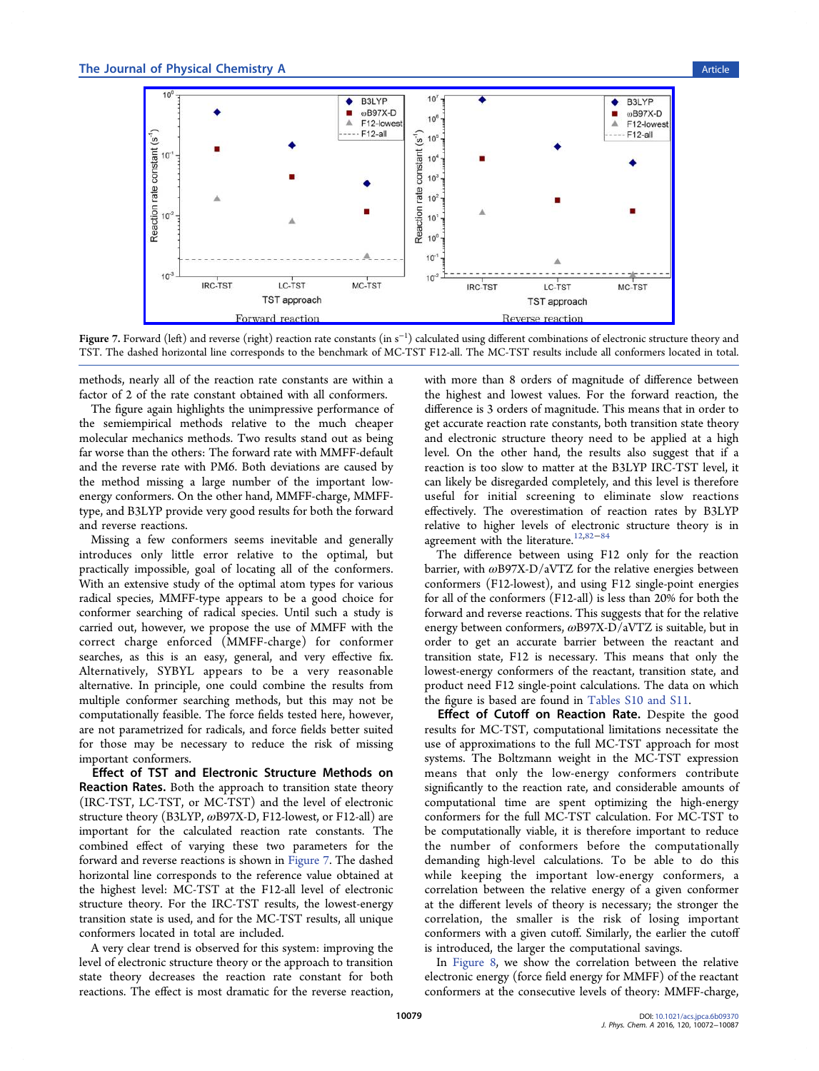Figure 7. Forward (left) and reverse (right) reaction rate constants (in $s^{-1}$) calculated using different combinations of electronic structure theory and TST. The dashed horizontal line corresponds to the benchmark of MC-TST F12-all. The MC-TST results include all conformers located in total.

methods, nearly all of the reaction rate constants are within a factor of 2 of the rate constant obtained with all conformers.

The figure again highlights the unimpressive performance of the semiempirical methods relative to the much cheaper molecular mechanics methods. Two results stand out as being far worse than the others: The forward rate with MMFF-default and the reverse rate with PM6. Both deviations are caused by the method missing a large number of the important low-energy conformers. On the other hand, MMFF-charge, MMFF-type, and B3LYP provide very good results for both the forward and reverse reactions.

Missing a few conformers seems inevitable and generally introduces only little error relative to the optimal, but practically impossible, goal of locating all of the conformers. With an extensive study of the optimal atom types for various radical species, MMFF-type appears to be a good choice for conformer searching of radical species. Until such a study is carried out, however, we propose the use of MMFF with the correct conformer charge enforced (MMFF-charge) for conformer searches, as this is an easy, general, and very effective fix. Alternatively, SYBYL appears to be a very reasonable alternative. In principle, one could combine the results from multiple conformer searching methods, but this may not be computationally feasible. The force fields tested here, however, are not parametrized for radicals, and force fields better suited for those may be necessary to reduce the risk of missing important conformers.

**Effect of TST and Electronic Structure Methods on Reaction Rates.** Both the approach to transition state theory (IRC-TST, LC-TST, or MC-TST) and the level of electronic structure theory (B3LYP, ωB97X-D, F12-lowest, or F12-all) are important for the calculated reaction rate constants. The combined effect of varying these two parameters for the forward and reverse reactions is shown in Figure 7. The dashed horizontal line corresponds to the reference value obtained at the highest level: MC-TST at the F12-all level of electronic structure theory. For the IRC-TST results, the lowest-energy transition state is used, and for the MC-TST results, all unique conformers located in total are included.

A very clear trend is observed for this system: improving the level of electronic structure theory or the approach to transition state theory decreases the reaction rate constant for both reactions. The effect is most dramatic for the reverse reaction, with more than 8 orders of magnitude of difference between the highest and lowest values. For the forward reaction, the difference is 3 orders of magnitude. This means that in order to get accurate reaction rate constants, both transition state theory and electronic structure theory need to be applied at a high level. On the other hand, the results also suggest that if a reaction is too slow to matter at the B3LYP IRC-TST level, it can likely be disregarded completely, and this level is therefore useful for initial screening to eliminate slow reactions effectively. The overestimation of reaction rates by B3LYP relative to higher levels of electronic structure theory is in agreement with the literature.[12,82−84]

The difference between using F12 only for the reaction barrier, with ωB97X-D/aVTZ for the relative energies between conformers (F12-lowest), and using F12 single-point energies for all of the conformers (F12-all) is less than 20% for both the forward and reverse reactions. This suggests that for the relative energy between conformers, ωB97X-D/aVTZ is suitable, but in order to get an accurate barrier between the reactant and transition state, F12 is necessary. This means that only the lowest-energy conformers of the reactant, transition state, and product need F12 single-point calculations. The data on which the figure is based are found in Tables S10 and S11.

**Effect of Cutoff on Reaction Rate.** Despite the good results for MC-TST, computational limitations necessitate the use of approximations to the full MC-TST approach for most systems. The Boltzmann weight in the MC-TST expression means that only the low-energy conformers contribute significantly to the reaction rate, and considerable amounts of computational time are spent optimizing the high-energy conformers for the full MC-TST calculation. For MC-TST to be computationally viable, it is therefore important to reduce the number of conformers before the computationally demanding high-level calculations. To be able to do this while keeping the important low-energy conformers, a correlation between the relative energy of a given conformer at the different levels of theory is necessary; the stronger the correlation, the smaller is the risk of losing important conformers with a given cutoff. Similarly, the earlier the cutoff is introduced, the larger the computational savings.

In Figure 8, we show the correlation between the relative electronic energy (force field energy for MMFF) of the reactant conformers at the consecutive levels of theory: MMFF-charge,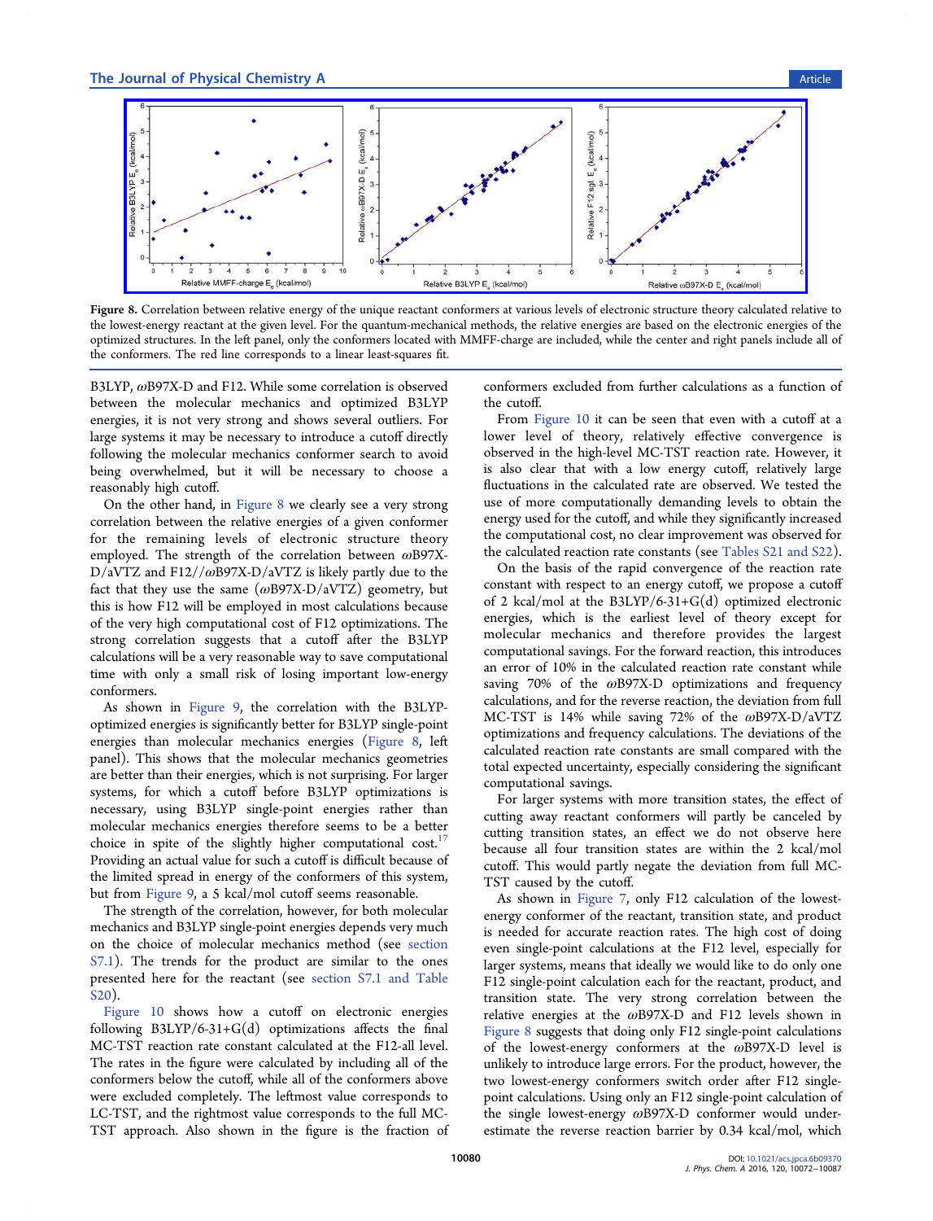Figure 8. Correlation between relative energy of the unique reactant conformers at various levels of electronic structure theory calculated relative to the lowest-energy reactant at the given level. For the quantum-mechanical methods, the relative energies are based on the electronic energies of the optimized structures. In the left panel, only the conformers located with MMFF-charge are included, while the center and right panels include all of the conformers. The red line corresponds to a linear least-squares fit.

B3LYP, ωB97X-D and F12. While some correlation is observed between the molecular mechanics and optimized B3LYP energies, it is not very strong and shows several outliers. For large systems it may be necessary to introduce a cutoff directly following the molecular mechanics conformer search to avoid being overwhelmed, but it will be necessary to choose a reasonably high cutoff.

On the other hand, in Figure 8 we clearly see a very strong correlation between the relative energies of a given conformer for the remaining levels of electronic structure theory employed. The strength of the correlation between ωB97X-D/aVTZ and F12//ωB97X-D/aVTZ is likely partly due to the fact that they use the same (ωB97X-D/aVTZ) geometry, but this is how F12 will be employed in most calculations because of the very high computational cost of F12 optimizations. The strong correlation suggests that a cutoff after the B3LYP calculations will be a very reasonable way to save computational time with only a small risk of losing important low-energy conformers.

As shown in Figure 9, the correlation with the B3LYP-optimized energies is significantly better for B3LYP single-point energies than molecular mechanics energies (Figure 8, left panel). This shows that the molecular mechanics geometries are better than their energies, which is not surprising. For larger systems, for which a cutoff before B3LYP optimizations is necessary, using B3LYP single-point energies rather than molecular mechanics energies therefore seems to be a better choice in spite of the slightly higher computational cost.[17] Providing an actual value for such a cutoff is difficult because of the limited spread in energy of the conformers of this system, but from Figure 9, a 5 kcal/mol cutoff seems reasonable.

The strength of the correlation, however, for both molecular mechanics and B3LYP single-point energies depends very much on the choice of molecular mechanics method (see section S7.1). The trends for the product are similar to the ones presented here for the reactant (see section S7.1 and Table S20).

Figure 10 shows how a cutoff on electronic energies following B3LYP/6-31+G(d) optimizations affects the final MC-TST reaction rate constant calculated at the F12-all level. The rates in the figure were calculated by including all of the conformers below the cutoff, while all of the conformers above were excluded completely. The leftmost value corresponds to LC-TST, and the rightmost value corresponds to the full MC-TST approach. Also shown in the figure is the fraction of conformers excluded from further calculations as a function of the cutoff.

From Figure 10 it can be seen that even with a cutoff at a lower level of theory, relatively effective convergence is observed in the high-level MC-TST reaction rate. However, it is also clear that with a low energy cutoff, relatively large fluctuations in the calculated rate are observed. We tested the use of more computationally demanding levels to obtain the energy used for the cutoff, and while they significantly increased the computational cost, no clear improvement was observed for the calculated reaction rate constants (see Tables S21 and S22).

On the basis of the rapid convergence of the reaction rate constant with respect to an energy cutoff, we propose a cutoff of 2 kcal/mol at the B3LYP/6-31+G(d) optimized electronic energies, which is the earliest level of theory except for molecular mechanics and therefore provides the largest computational savings. For the forward reaction, this introduces an error of 10% in the calculated reaction rate constant while saving 70% of the ωB97X-D optimizations and frequency calculations, and for the reverse reaction, the deviation from full MC-TST is 14% while saving 72% of the ωB97X-D/aVTZ optimizations and frequency calculations. The deviations of the calculated reaction rate constants are small compared with the total expected uncertainty, especially considering the significant computational savings.

For larger systems with more transition states, the effect of cutting away reactant conformers will partly be canceled by cutting transition states, an effect we do not observe here because all four transition states are within the 2 kcal/mol cutoff. This would partly negate the deviation from full MC-TST caused by the cutoff.

As shown in Figure 7, only F12 calculation of the lowest-energy conformer of the reactant, transition state, and product is needed for accurate reaction rates. The high cost of doing even single-point calculations at the F12 level, especially for larger systems, means that ideally we would like to do only one F12 single-point calculation each for the reactant, product, and transition state. The very strong correlation between the relative energies at the ωB97X-D and F12 levels shown in Figure 8 suggests that doing only F12 single-point calculations of the lowest-energy conformers at the ωB97X-D level is unlikely to introduce large errors. For the product, however, the two lowest-energy conformers switch order after F12 single-point calculations. Using only an F12 single-point calculation of the single lowest-energy ωB97X-D conformer would underestimate the reverse reaction barrier by 0.34 kcal/mol, which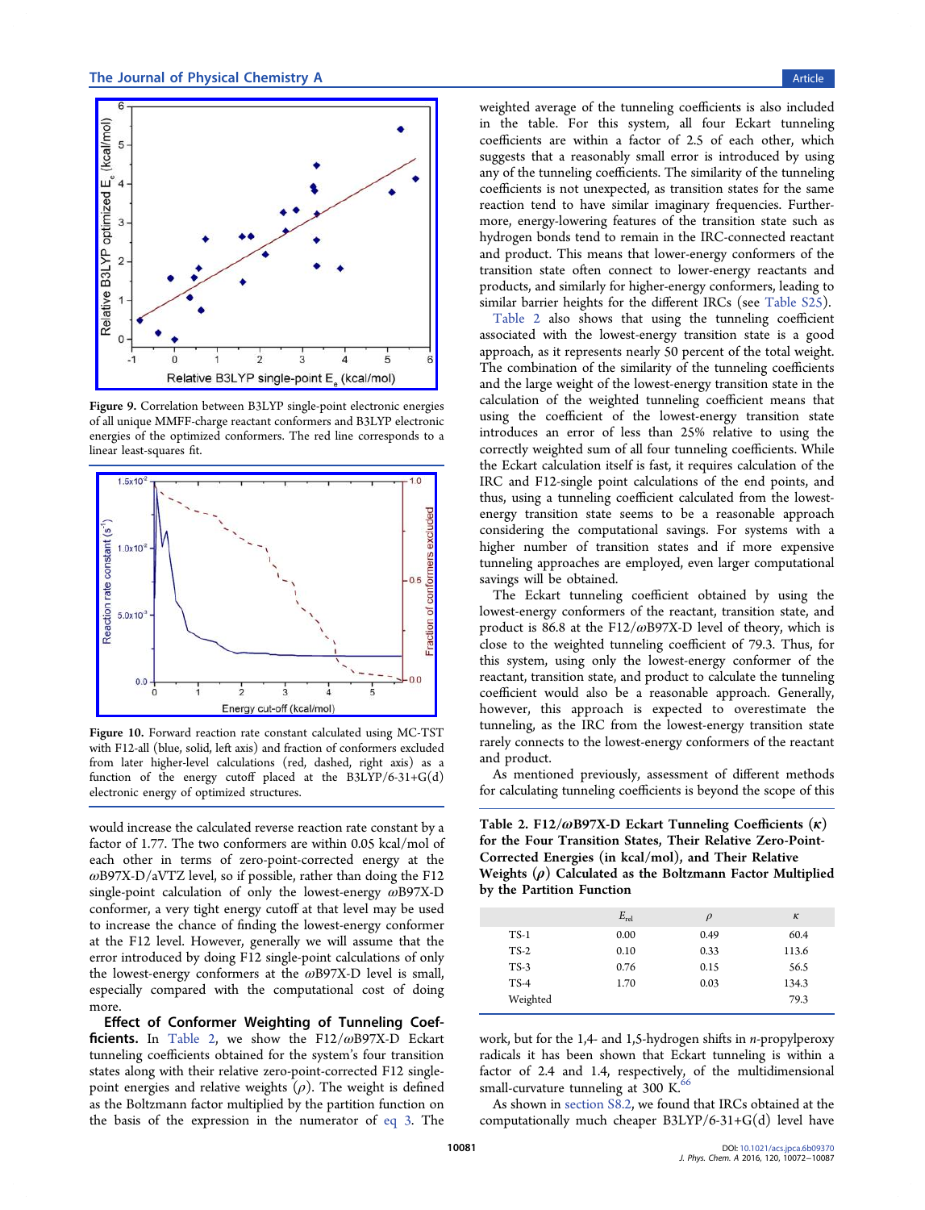Figure 9. Correlation between B3LYP single-point electronic energies of all unique MMFF-charge reactant conformers and B3LYP electronic energies of the optimized conformers. The red line corresponds to a linear least-squares fit.

Figure 10. Forward reaction rate constant calculated using MC-TST with F12-all (blue, solid, left axis) and fraction of conformers excluded from later higher-level calculations (red, dashed, right axis) as a function of the energy cutoff placed at the B3LYP/6-31+G(d) electronic energy of optimized structures.

would increase the calculated reverse reaction rate constant by a factor of 1.77. The two conformers are within 0.05 kcal/mol of each other in terms of zero-point-corrected energy at the ωB97X-D/aVTZ level, so if possible, rather than doing the F12 single-point calculation of only the lowest-energy ωB97X-D conformer, a very tight energy cutoff at that level may be used to increase the chance of finding the lowest-energy conformer at the F12 level. However, generally we will assume that the error introduced by doing F12 single-point calculations of only the lowest-energy conformers at the ωB97X-D level is small, especially compared with the computational cost of doing more.

**Effect of Conformer Weighting of Tunneling Coefficients.** In Table 2, we show the F12/ωB97X-D Eckart tunneling coefficients obtained for the system's four transition states along with their relative zero-point-corrected F12 single-point energies and relative weights ($\rho$). The weight is defined as the Boltzmann factor multiplied by the partition function on the basis of the expression in the numerator of eq 3. The weighted average of the tunneling coefficients is also included in the table. For this system, all four Eckart tunneling coefficients are within a factor of 2.5 of each other, which suggests that a reasonably small error is introduced by using any of the tunneling coefficients. The similarity of the tunneling coefficients is not unexpected, as transition states for the same reaction tend to have similar imaginary frequencies. Furthermore, energy-lowering features of the transition state such as hydrogen bonds tend to remain in the IRC-connected reactant and product. This means that lower-energy conformers of the transition state often connect to lower-energy reactants and products, and similarly for higher-energy conformers, leading to similar barrier heights for the different IRCs (see Table S25).

Table 2 also shows that using the tunneling coefficient associated with the lowest-energy transition state is a good approach, as it represents nearly 50 percent of the total weight. The combination of the similarity of the tunneling coefficients and the large weight of the lowest-energy transition state in the calculation of the weighted tunneling coefficient means that using the coefficient of the lowest-energy transition state introduces an error of less than 25% relative to using the correctly weighted sum of all four tunneling coefficients. While the Eckart calculation itself is fast, it requires calculation of the IRC and F12-single point calculations of the end points, and thus, using a tunneling coefficient calculated from the lowest-energy transition state seems to be a reasonable approach considering the computational savings. For systems with a higher number of transition states and if more expensive tunneling approaches are employed, even larger computational savings will be obtained.

The Eckart tunneling coefficient obtained by using the lowest-energy conformers of the reactant, transition state, and product is 86.8 at the F12/ωB97X-D level of theory, which is close to the weighted tunneling coefficient of 79.3. Thus, for this system, using only the lowest-energy conformer of the reactant, transition state, and product to calculate the tunneling coefficient would also be a reasonable approach. Generally, however, this approach is expected to overestimate the tunneling, as the IRC from the lowest-energy transition state rarely connects to the lowest-energy conformers of the reactant and product.

As mentioned previously, assessment of different methods for calculating tunneling coefficients is beyond the scope of this work, but for the 1,4- and 1,5-hydrogen shifts in *n*-propylperoxy radicals it has been shown that Eckart tunneling is within a factor of 2.4 and 1.4, respectively, of the multidimensional small-curvature tunneling at 300 K.[66]

As shown in section S8.2, we found that IRCs obtained at the computationally much cheaper B3LYP/6-31+G(d) level have

Table 2. F12/ωB97X-D Eckart Tunneling Coefficients ($\kappa$) for the Four Transition States, Their Relative Zero-Point-Corrected Energies (in kcal/mol), and Their Relative Weights ($\rho$) Calculated as the Boltzmann Factor Multiplied by the Partition Function

| | $E_{rel}$ | $\rho$ | $\kappa$ |
|---|---|---|---|
| TS-1 | 0.00 | 0.49 | 60.4 |
| TS-2 | 0.10 | 0.33 | 113.6 |
| TS-3 | 0.76 | 0.15 | 56.5 |
| TS-4 | 1.70 | 0.03 | 134.3 |
| Weighted | | | 79.3 |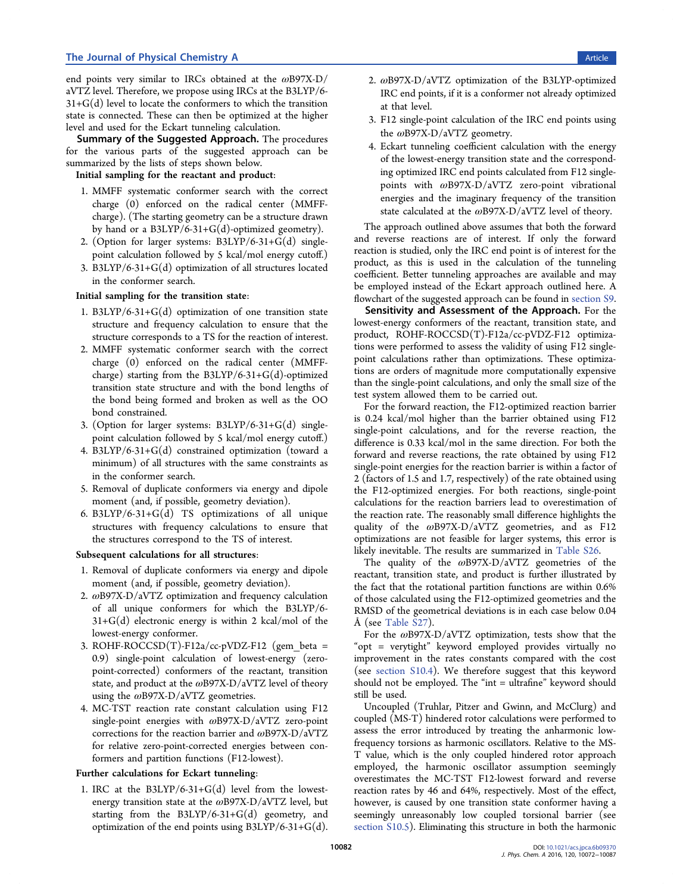end points very similar to IRCs obtained at the ωB97X-D/aVTZ level. Therefore, we propose using IRCs at the B3LYP/6-31+G(d) level to locate the conformers to which the transition state is connected. These can then be optimized at the higher level and used for the Eckart tunneling calculation.

**Summary of the Suggested Approach.** The procedures for the various parts of the suggested approach can be summarized by the lists of steps shown below.

**Initial sampling for the reactant and product**:

1. MMFF systematic conformer search with the correct charge (0) enforced on the radical center (MMFF-charge). (The starting geometry can be a structure drawn by hand or a B3LYP/6-31+G(d)-optimized geometry).
2. (Option for larger systems: B3LYP/6-31+G(d) single-point calculation followed by 5 kcal/mol energy cutoff.)
3. B3LYP/6-31+G(d) optimization of all structures located in the conformer search.

**Initial sampling for the transition state**:

1. B3LYP/6-31+G(d) optimization of one transition state structure and frequency calculation to ensure that the structure corresponds to a TS for the reaction of interest.
2. MMFF systematic conformer search with the correct charge (0) enforced on the radical center (MMFF-charge) starting from the B3LYP/6-31+G(d)-optimized transition state structure and with the bond lengths of the bond being formed and broken as well as the OO bond constrained.
3. (Option for larger systems: B3LYP/6-31+G(d) single-point calculation followed by 5 kcal/mol energy cutoff.)
4. B3LYP/6-31+G(d) constrained optimization (toward a minimum) of all structures with the same constraints as in the conformer search.
5. Removal of duplicate conformers via energy and dipole moment (and, if possible, geometry deviation).
6. B3LYP/6-31+G(d) TS optimizations of all unique structures with frequency calculations to ensure that the structures correspond to the TS of interest.

**Subsequent calculations for all structures**:

1. Removal of duplicate conformers via energy and dipole moment (and, if possible, geometry deviation).
2. ωB97X-D/aVTZ optimization and frequency calculation of all unique conformers for which the B3LYP/6-31+G(d) electronic energy is within 2 kcal/mol of the lowest-energy conformer.
3. ROHF-ROCCSD(T)-F12a/cc-pVDZ-F12 (gem_beta = 0.9) single-point calculation of lowest-energy (zero-point-corrected) conformers of the reactant, transition state, and product at the ωB97X-D/aVTZ level of theory using the ωB97X-D/aVTZ geometries.
4. MC-TST reaction rate constant calculation using F12 single-point energies with ωB97X-D/aVTZ zero-point corrections for the reaction barrier and ωB97X-D/aVTZ for relative zero-point-corrected energies between conformers and partition functions (F12-lowest).

**Further calculations for Eckart tunneling**:

1. IRC at the B3LYP/6-31+G(d) level from the lowest-energy transition state at the ωB97X-D/aVTZ level, but starting from the B3LYP/6-31+G(d) geometry, and optimization of the end points using B3LYP/6-31+G(d).
2. ωB97X-D/aVTZ optimization of the B3LYP-optimized IRC end points, if it is a conformer not already optimized at that level.
3. F12 single-point calculation of the IRC end points using the ωB97X-D/aVTZ geometry.
4. Eckart tunneling coefficient calculation with the energy of the lowest-energy transition state and the corresponding optimized IRC end points calculated from F12 single-points with ωB97X-D/aVTZ zero-point vibrational energies and the imaginary frequency of the transition state calculated at the ωB97X-D/aVTZ level of theory.

The approach outlined above assumes that both the forward and reverse reactions are of interest. If only the forward reaction is studied, only the IRC end point is of interest for the product, as this is used in the calculation of the tunneling coefficient. Better tunneling approaches are available and may be employed instead of the Eckart approach outlined here. A flowchart of the suggested approach can be found in section S9.

**Sensitivity and Assessment of the Approach.** For the lowest-energy conformers of the reactant, transition state, and product, ROHF-ROCCSD(T)-F12a/cc-pVDZ-F12 optimizations were performed to assess the validity of using F12 single-point calculations rather than optimizations. These optimizations are orders of magnitude more computationally expensive than the single-point calculations, and only the small size of the test system allowed them to be carried out.

For the forward reaction, the F12-optimized reaction barrier is 0.24 kcal/mol higher than the barrier obtained using F12 single-point calculations, and for the reverse reaction, the difference is 0.33 kcal/mol in the same direction. For both the forward and reverse reactions, the rate obtained by using F12 single-point energies for the reaction barrier is within a factor of 2 (factors of 1.5 and 1.7, respectively) of the rate obtained using the F12-optimized energies. For both reactions, single-point calculations for the reaction barriers lead to overestimation of the reaction rate. The reasonably small difference highlights the quality of the ωB97X-D/aVTZ geometries, and as F12 optimizations are not feasible for larger systems, this error is likely inevitable. The results are summarized in Table S26.

The quality of the ωB97X-D/aVTZ geometries of the reactant, transition state, and product is further illustrated by the fact that the rotational partition functions are within 0.6% of those calculated using the F12-optimized geometries and the RMSD of the geometrical deviations is in each case below 0.04 Å (see Table S27).

For the ωB97X-D/aVTZ optimization, tests show that the "opt = verytight" keyword employed provides virtually no improvement in the rates constants compared with the cost (see section S10.4). We therefore suggest that this keyword should not be employed. The "int = ultrafine" keyword should still be used.

Uncoupled (Truhlar, Pitzer and Gwinn, and McClurg) and coupled (MS-T) hindered rotor calculations were performed to assess the error introduced by treating the anharmonic low-frequency torsions as harmonic oscillators. Relative to the MS-T value, which is the only coupled hindered rotor approach employed, the harmonic oscillator assumption seemingly overestimates the MC-TST F12-lowest forward and reverse reaction rates by 46 and 64%, respectively. Most of the effect, however, is caused by one transition state conformer having a seemingly unreasonably low coupled torsional barrier (see section S10.5). Eliminating this structure in both the harmonic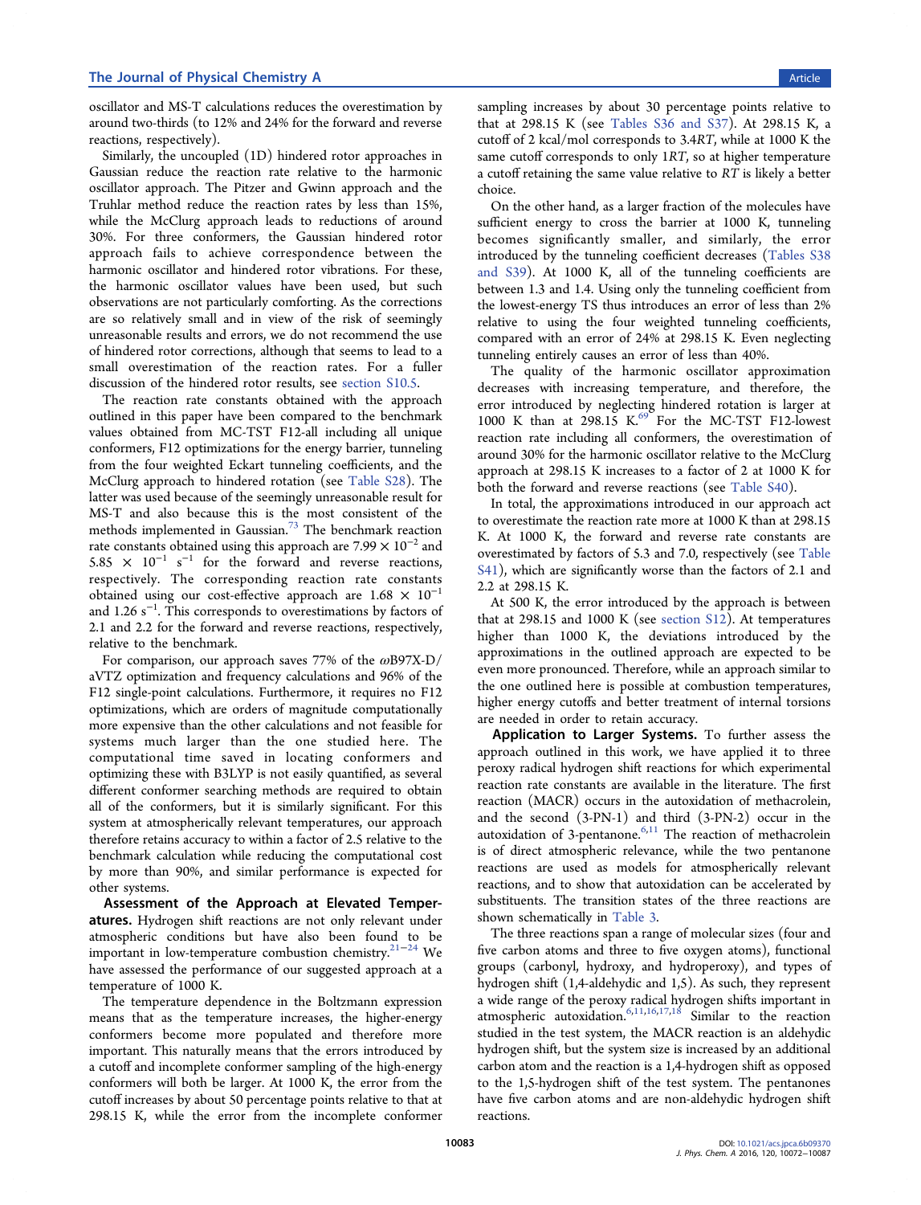oscillator and MS-T calculations reduces the overestimation by around two-thirds (to 12% and 24% for the forward and reverse reactions, respectively).

Similarly, the uncoupled (1D) hindered rotor approaches in Gaussian reduce the reaction rate relative to the harmonic oscillator approach. The Pitzer and Gwinn approach and the Truhlar method reduce the reaction rates by less than 15%, while the McClurg approach leads to reductions of around 30%. For three conformers, the Gaussian hindered rotor approach fails to achieve correspondence between the harmonic oscillator and hindered rotor vibrations. For these, the harmonic oscillator values have been used, but such observations are not particularly comforting. As the corrections are so relatively small and in view of the risk of seemingly unreasonable results and errors, we do not recommend the use of hindered rotor corrections, although that seems to lead to a small overestimation of the reaction rates. For a fuller discussion of the hindered rotor results, see section S10.5.

The reaction rate constants obtained with the approach outlined in this paper have been compared to the benchmark values obtained from MC-TST F12-all including all unique conformers, F12 optimizations for the energy barrier, tunneling from the four weighted Eckart tunneling coefficients, and the McClurg approach to hindered rotation (see Table S28). The latter was used because of the seemingly unreasonable result for MS-T and also because this is the most consistent of the methods implemented in Gaussian.[73] The benchmark reaction rate constants obtained using this approach are $7.99 \times 10^{-2}$ and $5.85 \times 10^{-1}$ $s^{-1}$ for the forward and reverse reactions, respectively. The corresponding reaction rate constants obtained using our cost-effective approach are $1.68 \times 10^{-1}$ and $1.26$ $s^{-1}$. This corresponds to overestimations by factors of 2.1 and 2.2 for the forward and reverse reactions, respectively, relative to the benchmark.

For comparison, our approach saves 77% of the ωB97X-D/aVTZ optimization and frequency calculations and 96% of the F12 single-point calculations. Furthermore, it requires no F12 optimizations, which are orders of magnitude computationally more expensive than the other calculations and not feasible for systems much larger than the one studied here. The computational time saved in locating conformers and optimizing these with B3LYP is not easily quantified, as several different conformer searching methods are required to obtain all of the conformers, but it is similarly significant. For this system at atmospherically relevant temperatures, our approach therefore retains accuracy to within a factor of 2.5 relative to the benchmark calculation while reducing the computational cost by more than 90%, and similar performance is expected for other systems.

**Assessment of the Approach at Elevated Temperatures.** Hydrogen shift reactions are not only relevant under atmospheric conditions but have also been found to be important in low-temperature combustion chemistry.[21−24] We have assessed the performance of our suggested approach at a temperature of 1000 K.

The temperature dependence in the Boltzmann expression means that as the temperature increases, the higher-energy conformers become more populated and therefore more important. This naturally means that the errors introduced by a cutoff and incomplete conformer sampling of the high-energy conformers will both be larger. At 1000 K, the error from the cutoff increases by about 50 percentage points relative to that at 298.15 K, while the error from the incomplete conformer sampling increases by about 30 percentage points relative to that at 298.15 K (see Tables S36 and S37). At 298.15 K, a cutoff of 2 kcal/mol corresponds to $3.4RT$, while at 1000 K the same cutoff corresponds to only $1RT$, so at higher temperature a cutoff retaining the same value relative to $RT$ is likely a better choice.

On the other hand, as a larger fraction of the molecules have sufficient energy to cross the barrier at 1000 K, tunneling becomes significantly smaller, and similarly, the error introduced by the tunneling coefficient decreases (Tables S38 and S39). At 1000 K, all of the tunneling coefficients are between 1.3 and 1.4. Using only the tunneling coefficient from the lowest-energy TS thus introduces an error of less than 2% relative to using the four weighted tunneling coefficients, compared with an error of 24% at 298.15 K. Even neglecting tunneling entirely causes an error of less than 40%.

The quality of the harmonic oscillator approximation decreases with increasing temperature, and therefore, the error introduced by neglecting hindered rotation is larger at 1000 K than at 298.15 K.[69] For the MC-TST F12-lowest reaction rate including all conformers, the overestimation of around 30% for the harmonic oscillator relative to the McClurg approach at 298.15 K increases to a factor of 2 at 1000 K for both the forward and reverse reactions (see Table S40).

In total, the approximations introduced in our approach act to overestimate the reaction rate more at 1000 K than at 298.15 K. At 1000 K, the forward and reverse rate constants are overestimated by factors of 5.3 and 7.0, respectively (see Table S41), which are significantly worse than the factors of 2.1 and 2.2 at 298.15 K.

At 500 K, the error introduced by the approach is between that at 298.15 and 1000 K (see section S12). At temperatures higher than 1000 K, the deviations introduced by the approximations in the outlined approach are expected to be even more pronounced. Therefore, while an approach similar to the one outlined here is possible at combustion temperatures, higher energy cutoffs and better treatment of internal torsions are needed in order to retain accuracy.

**Application to Larger Systems.** To further assess the approach outlined in this work, we have applied it to three peroxy radical hydrogen shift reactions for which experimental reaction rate constants are available in the literature. The first reaction (MACR) occurs in the autoxidation of methacrolein, and the second (3-PN-1) and third (3-PN-2) occur in the autoxidation of 3-pentanone.[6,11] The reaction of methacrolein is of direct atmospheric relevance, while the two pentanone reactions are used as models for atmospherically relevant reactions, and to show that autoxidation can be accelerated by substituents. The transition states of the three reactions are shown schematically in Table 3.

The three reactions span a range of molecular sizes (four and five carbon atoms and three to five oxygen atoms), functional groups (carbonyl, hydroxy, and hydroperoxy), and types of hydrogen shift (1,4-aldehydic and 1,5). As such, they represent a wide range of the peroxy radical hydrogen shifts important in atmospheric autoxidation.[6,11,16,17,18] Similar to the reaction studied in the test system, the MACR reaction is an aldehydic hydrogen shift, but the system size is increased by an additional carbon atom and the reaction is a 1,4-hydrogen shift as opposed to the 1,5-hydrogen shift of the test system. The pentanones have five carbon atoms and are non-aldehydic hydrogen shift reactions.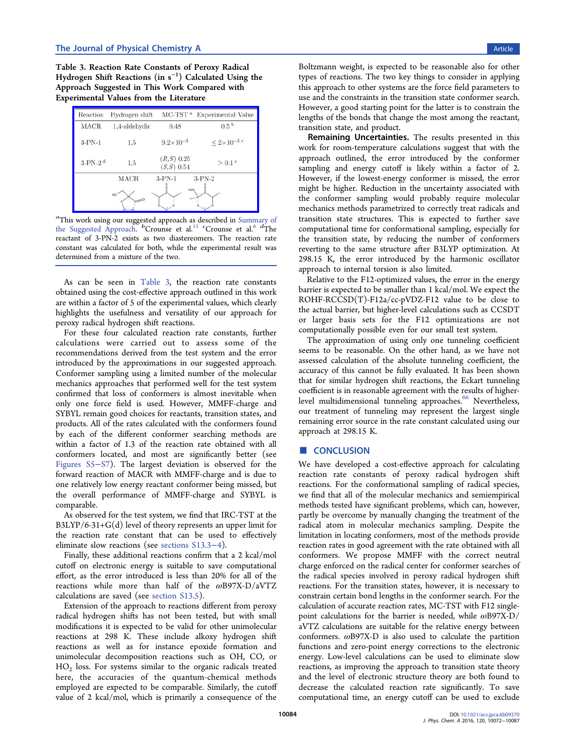**Table 3. Reaction Rate Constants of Peroxy Radical Hydrogen Shift Reactions (in $s^{-1}$) Calculated Using the Approach Suggested in This Work Compared with Experimental Values from the Literature**

| Reaction | Hydrogen shift | MC-TST[a] | Experimental Value |
|---|---|---|---|
| MACR | 1,4-aldehydic | 0.48 | 0.5[b] |
| 3-PN-1 | 1,5 | $9.2\times10^{-3}$ | $\leq 2\times10^{-3}$ [c] |
| 3-PN-2[d] | 1,5 | $(R,S)$ 0.25<br>$(S,S)$ 0.54 | $> 0.1$[c] |

[a]This work using our suggested approach as described in Summary of the Suggested Approach. [b]Crounse et al.[11] [c]Crounse et al.[6] [d]The reactant of 3-PN-2 exists as two diastereomers. The reaction rate constant was calculated for both, while the experimental result was determined from a mixture of the two.

As can be seen in Table 3, the reaction rate constants obtained using the cost-effective approach outlined in this work are within a factor of 5 of the experimental values, which clearly highlights the usefulness and versatility of our approach for peroxy radical hydrogen shift reactions.

For these four calculated reaction rate constants, further calculations were carried out to assess some of the recommendations derived from the test system and the error introduced by the approximations in our suggested approach. Conformer sampling using a limited number of the molecular mechanics approaches that performed well for the test system confirmed that loss of conformers is almost inevitable when only one force field is used. However, MMFF-charge and SYBYL remain good choices for reactants, transition states, and products. All of the rates calculated with the conformers found by each of the different conformer searching methods are within a factor of 1.3 of the reaction rate obtained with all conformers located, and most are significantly better (see Figures S5–S7). The largest deviation is observed for the forward reaction of MACR with MMFF-charge and is due to one relatively low energy reactant conformer being missed, but the overall performance of MMFF-charge and SYBYL is comparable.

As observed for the test system, we find that IRC-TST at the B3LYP/6-31+G(d) level of theory represents an upper limit for the reaction rate constant that can be used to effectively eliminate slow reactions (see sections S13.3–4).

Finally, these additional reactions confirm that a 2 kcal/mol cutoff on electronic energy is suitable to save computational effort, as the error introduced is less than 20% for all of the reactions while more than half of the ωB97X-D/aVTZ calculations are saved (see section S13.5).

Extension of the approach to reactions different from peroxy radical hydrogen shifts has not been tested, but with small modifications it is expected to be valid for other unimolecular reactions at 298 K. These include alkoxy hydrogen shift reactions as well as for instance epoxide formation and unimolecular decomposition reactions such as OH, CO, or $HO_2$ loss. For systems similar to the organic radicals treated here, the accuracies of the quantum-chemical methods employed are expected to be comparable. Similarly, the cutoff value of 2 kcal/mol, which is primarily a consequence of the Boltzmann weight, is expected to be reasonable also for other types of reactions. The two key things to consider in applying this approach to other systems are the force field parameters to use and the constraints in the transition state conformer search. However, a good starting point for the latter is to constrain the lengths of the bonds that change the most among the reactant, transition state, and product.

**Remaining Uncertainties.** The results presented in this work for room-temperature calculations suggest that with the approach outlined, the error introduced by the conformer sampling and energy cutoff is likely within a factor of 2. However, if the lowest-energy conformer is missed, the error might be higher. Reduction in the uncertainty associated with the conformer sampling would probably require molecular mechanics methods parametrized to correctly treat radicals and transition state structures. This is expected to further save computational time for conformational sampling, especially for the transition state, by reducing the number of conformers reverting to the same structure after B3LYP optimization. At 298.15 K, the error introduced by the harmonic oscillator approach to internal torsion is also limited.

Relative to the F12-optimized values, the error in the energy barrier is expected to be smaller than 1 kcal/mol. We expect the ROHF-RCCSD(T)-F12a/cc-pVDZ-F12 value to be close to the actual barrier, but higher-level calculations such as CCSDT or larger basis sets for the F12 optimizations are not computationally possible even for our small test system.

The approximation of using only one tunneling coefficient seems to be reasonable. On the other hand, as we have not assessed calculation of the absolute tunneling coefficient, the accuracy of this cannot be fully evaluated. It has been shown that for similar hydrogen shift reactions, the Eckart tunneling coefficient is in reasonable agreement with the results of higher-level multidimensional tunneling approaches.[66] Nevertheless, our treatment of tunneling may represent the largest single remaining error source in the rate constant calculated using our approach at 298.15 K.

## ■ CONCLUSION

We have developed a cost-effective approach for calculating reaction rate constants of peroxy radical hydrogen shift reactions. For the conformational sampling of radical species, we find that all of the molecular mechanics and semiempirical methods tested have significant problems, which can, however, partly be overcome by manually changing the treatment of the radical atom in molecular mechanics sampling. Despite the limitation in locating conformers, most of the methods provide reaction rates in good agreement with the rate obtained with all conformers. We propose MMFF with the correct neutral charge enforced on the radical center for conformer searches of the radical species involved in peroxy radical hydrogen shift reactions. For the transition states, however, it is necessary to constrain certain bond lengths in the conformer search. For the calculation of accurate reaction rates, MC-TST with F12 single-point calculations for the barrier is needed, while ωB97X-D/aVTZ calculations are suitable for the relative energy between conformers. ωB97X-D is also used to calculate the partition functions and zero-point energy corrections to the electronic energy. Low-level calculations can be used to eliminate slow reactions, as improving the approach to transition state theory and the level of electronic structure theory are both found to decrease the calculated reaction rate significantly. To save computational time, an energy cutoff can be used to exclude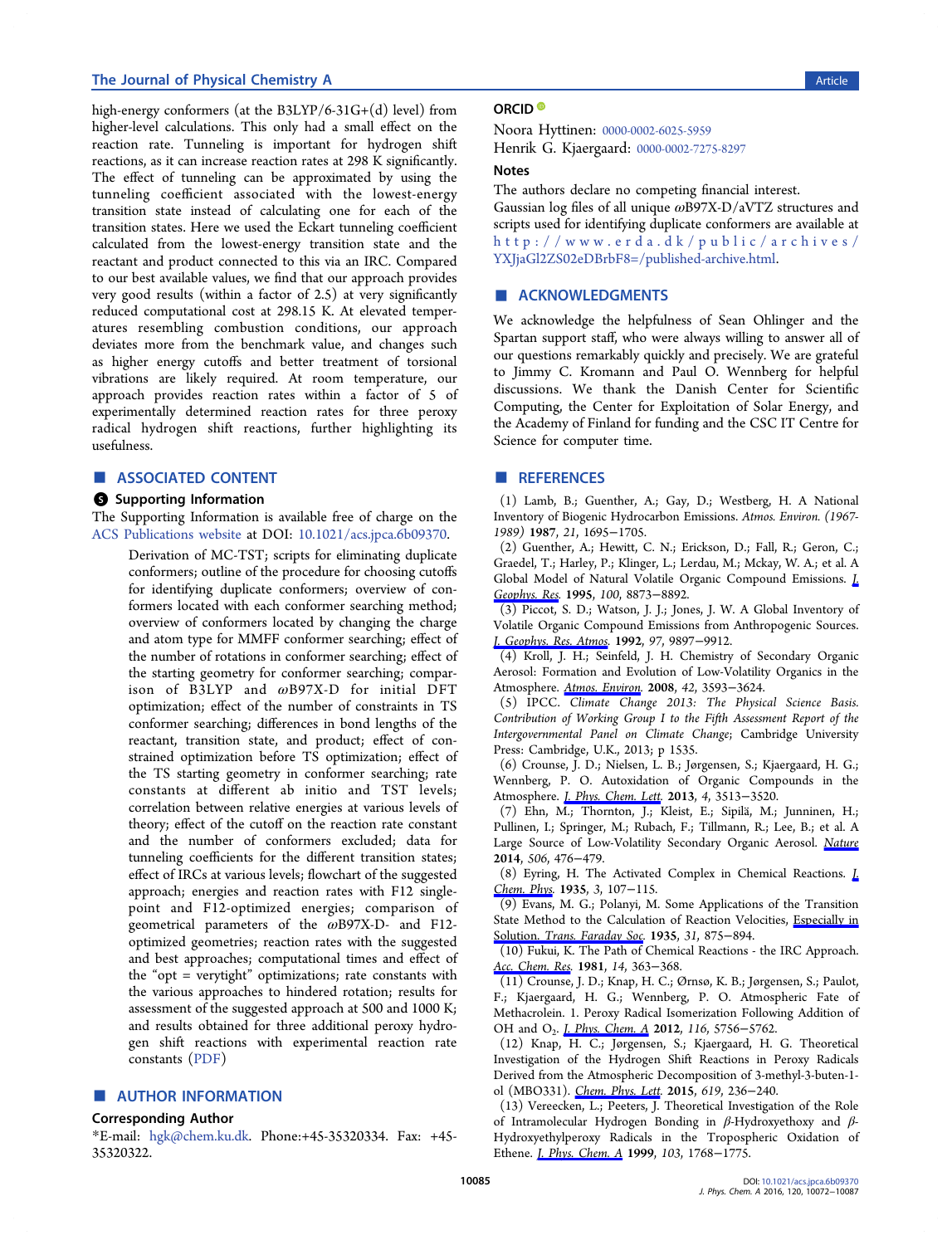high-energy conformers (at the B3LYP/6-31G+(d) level) from higher-level calculations. This only had a small effect on the reaction rate. Tunneling is important for hydrogen shift reactions, as it can increase reaction rates at 298 K significantly. The effect of tunneling can be approximated by using the tunneling coefficient associated with the lowest-energy transition state instead of calculating one for each of the transition states. Here we used the Eckart tunneling coefficient calculated from the lowest-energy transition state and the reactant and product connected to this via an IRC. Compared to our best available values, we find that our approach provides very good results (within a factor of 2.5) at very significantly reduced computational cost at 298.15 K. At elevated temperatures resembling combustion conditions, our approach deviates more from the benchmark value, and changes such as higher energy cutoffs and better treatment of torsional vibrations are likely required. At room temperature, our approach provides reaction rates within a factor of 5 of experimentally determined reaction rates for three peroxy radical hydrogen shift reactions, further highlighting its usefulness.

## ■ ASSOCIATED CONTENT

### Supporting Information

The Supporting Information is available free of charge on the ACS Publications website at DOI: 10.1021/acs.jpca.6b09370.

> Derivation of MC-TST; scripts for eliminating duplicate conformers; outline of the procedure for choosing cutoffs for identifying duplicate conformers; overview of conformers located with each conformer searching method; overview of conformers located by changing the charge and atom type for MMFF conformer searching; effect of the number of rotations in conformer searching; effect of the starting geometry for conformer searching; comparison of B3LYP and ωB97X-D for initial DFT optimization; effect of the number of constraints in TS conformer searching; differences in bond lengths of the reactant, transition state, and product; effect of constrained optimization before TS optimization; effect of the TS starting geometry in conformer searching; rate constants at different ab initio and TST levels; correlation between relative energies at various levels of theory; effect of the cutoff on the reaction rate constant and the number of conformers excluded; data for tunneling coefficients for the different transition states; effect of IRCs at various levels; flowchart of the suggested approach; energies and reaction rates with F12 single-point and F12-optimized energies; comparison of geometrical parameters of the ωB97X-D- and F12-optimized geometries; reaction rates with the suggested and best approaches; computational times and effect of the "opt = verytight" optimizations; rate constants with the various approaches to hindered rotation; results for assessment of the suggested approach at 500 and 1000 K; and results obtained for three additional peroxy hydrogen shift reactions with experimental reaction rate constants (PDF)

## ■ AUTHOR INFORMATION

### Corresponding Author

*E-mail: hgk@chem.ku.dk. Phone:+45-35320334. Fax: +45-35320322.

### ORCID

Noora Hyttinen: 0000-0002-6025-5959

Henrik G. Kjaergaard: 0000-0002-7275-8297

### Notes

The authors declare no competing financial interest.

Gaussian log files of all unique ωB97X-D/aVTZ structures and scripts used for identifying duplicate conformers are available at http://www.erda.dk/public/archives/YXJjaGl2ZS02eDBrbF8=/published-archive.html.

## ■ ACKNOWLEDGMENTS

We acknowledge the helpfulness of Sean Ohlinger and the Spartan support staff, who were always willing to answer all of our questions remarkably quickly and precisely. We are grateful to Jimmy C. Kromann and Paul O. Wennberg for helpful discussions. We thank the Danish Center for Scientific Computing, the Center for Exploitation of Solar Energy, and the Academy of Finland for funding and the CSC IT Centre for Science for computer time.

## ■ REFERENCES

(1) Lamb, B.; Guenther, A.; Gay, D.; Westberg, H. A National Inventory of Biogenic Hydrocarbon Emissions. *Atmos. Environ. (1967-1989)* **1987**, *21*, 1695−1705.

(2) Guenther, A.; Hewitt, C. N.; Erickson, D.; Fall, R.; Geron, C.; Graedel, T.; Harley, P.; Klinger, L.; Lerdau, M.; Mckay, W. A.; et al. A Global Model of Natural Volatile Organic Compound Emissions. *J. Geophys. Res.* **1995**, *100*, 8873−8892.

(3) Piccot, S. D.; Watson, J. J.; Jones, J. W. A Global Inventory of Volatile Organic Compound Emissions from Anthropogenic Sources. *J. Geophys. Res. Atmos.* **1992**, *97*, 9897−9912.

(4) Kroll, J. H.; Seinfeld, J. H. Chemistry of Secondary Organic Aerosol: Formation and Evolution of Low-Volatility Organics in the Atmosphere. *Atmos. Environ.* **2008**, *42*, 3593−3624.

(5) IPCC. *Climate Change 2013: The Physical Science Basis. Contribution of Working Group I to the Fifth Assessment Report of the Intergovernmental Panel on Climate Change*; Cambridge University Press: Cambridge, U.K., 2013; p 1535.

(6) Crounse, J. D.; Nielsen, L. B.; Jørgensen, S.; Kjaergaard, H. G.; Wennberg, P. O. Autoxidation of Organic Compounds in the Atmosphere. *J. Phys. Chem. Lett.* **2013**, *4*, 3513−3520.

(7) Ehn, M.; Thornton, J.; Kleist, E.; Sipilä, M.; Junninen, H.; Pullinen, I.; Springer, M.; Rubach, F.; Tillmann, R.; Lee, B.; et al. A Large Source of Low-Volatility Secondary Organic Aerosol. *Nature* **2014**, *506*, 476−479.

(8) Eyring, H. The Activated Complex in Chemical Reactions. *J. Chem. Phys.* **1935**, *3*, 107−115.

(9) Evans, M. G.; Polanyi, M. Some Applications of the Transition State Method to the Calculation of Reaction Velocities, Especially in Solution. *Trans. Faraday Soc.* **1935**, *31*, 875−894.

(10) Fukui, K. The Path of Chemical Reactions - the IRC Approach. *Acc. Chem. Res.* **1981**, *14*, 363−368.

(11) Crounse, J. D.; Knap, H. C.; Ørnsø, K. B.; Jørgensen, S.; Paulot, F.; Kjaergaard, H. G.; Wennberg, P. O. Atmospheric Fate of Methacrolein. 1. Peroxy Radical Isomerization Following Addition of OH and $O_2$. *J. Phys. Chem. A* **2012**, *116*, 5756−5762.

(12) Knap, H. C.; Jørgensen, S.; Kjaergaard, H. G. Theoretical Investigation of the Hydrogen Shift Reactions in Peroxy Radicals Derived from the Atmospheric Decomposition of 3-methyl-3-buten-1-ol (MBO331). *Chem. Phys. Lett.* **2015**, *619*, 236−240.

(13) Vereecken, L.; Peeters, J. Theoretical Investigation of the Role of Intramolecular Hydrogen Bonding in β-Hydroxyethoxy and β-Hydroxyethylperoxy Radicals in the Tropospheric Oxidation of Ethene. *J. Phys. Chem. A* **1999**, *103*, 1768−1775.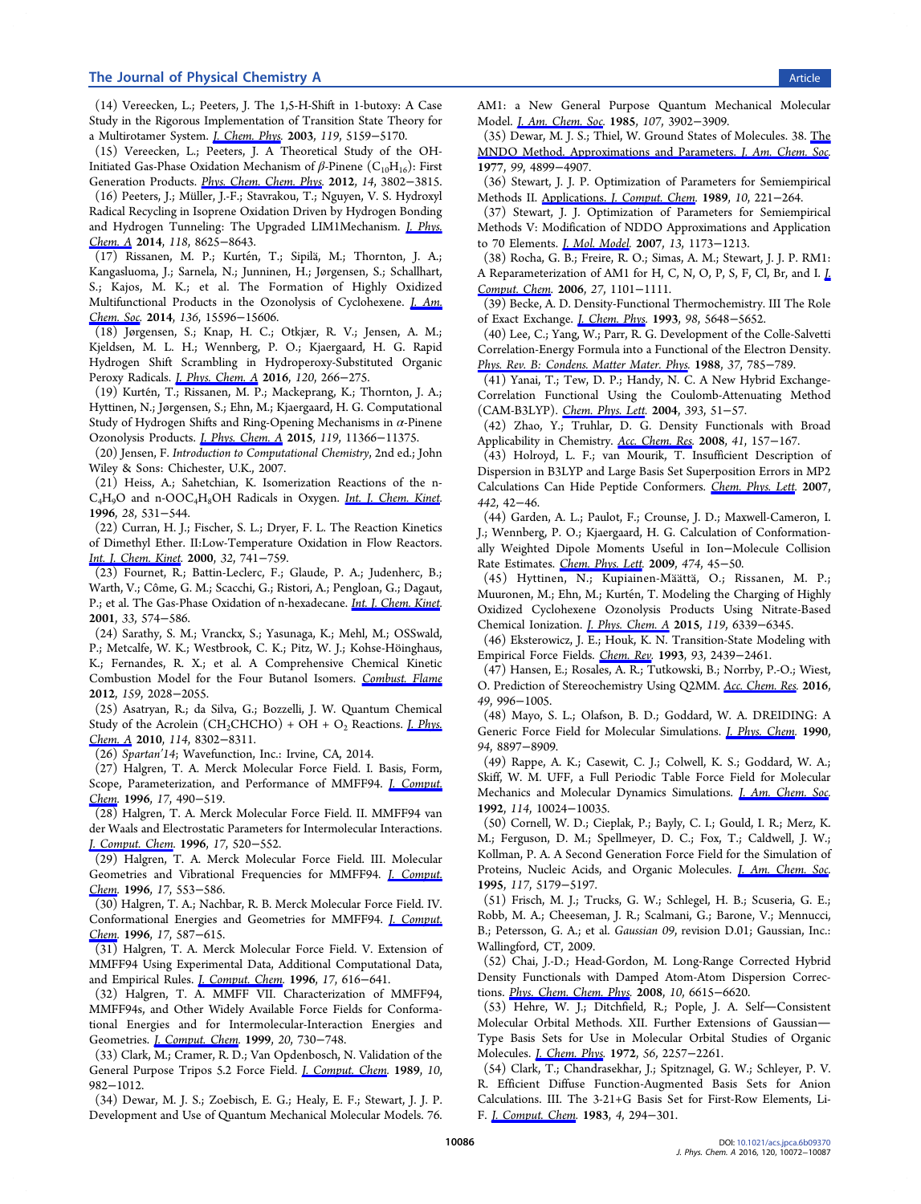(14) Vereecken, L.; Peeters, J. The 1,5-H-Shift in 1-butoxy: A Case Study in the Rigorous Implementation of Transition State Theory for a Multirotamer System. *J. Chem. Phys.* 2003, *119*, 5159−5170.

(15) Vereecken, L.; Peeters, J. A Theoretical Study of the OH-Initiated Gas-Phase Oxidation Mechanism of β-Pinene ($C_{10}H_{16}$): First Generation Products. *Phys. Chem. Chem. Phys.* 2012, *14*, 3802−3815.

(16) Peeters, J.; Müller, J.-F.; Stavrakou, T.; Nguyen, V. S. Hydroxyl Radical Recycling in Isoprene Oxidation Driven by Hydrogen Bonding and Hydrogen Tunneling: The Upgraded LIM1Mechanism. *J. Phys. Chem. A* 2014, *118*, 8625−8643.

(17) Rissanen, M. P.; Kurtén, T.; Sipilä, M.; Thornton, J. A.; Kangasluoma, J.; Sarnela, N.; Junninen, H.; Jørgensen, S.; Schallhart, S.; Kajos, M. K.; et al. The Formation of Highly Oxidized Multifunctional Products in the Ozonolysis of Cyclohexene. *J. Am. Chem. Soc.* 2014, *136*, 15596−15606.

(18) Jørgensen, S.; Knap, H. C.; Otkjær, R. V.; Jensen, A. M.; Kjeldsen, M. L. H.; Wennberg, P. O.; Kjaergaard, H. G. Rapid Hydrogen Shift Scrambling in Hydroperoxy-Substituted Organic Peroxy Radicals. *J. Phys. Chem. A* 2016, *120*, 266−275.

(19) Kurtén, T.; Rissanen, M. P.; Mackeprang, K.; Thornton, J. A.; Hyttinen, N.; Jørgensen, S.; Ehn, M.; Kjaergaard, H. G. Computational Study of Hydrogen Shifts and Ring-Opening Mechanisms in α-Pinene Ozonolysis Products. *J. Phys. Chem. A* 2015, *119*, 11366−11375.

(20) Jensen, F. *Introduction to Computational Chemistry*, 2nd ed.; John Wiley & Sons: Chichester, U.K., 2007.

(21) Heiss, A.; Sahetchian, K. Isomerization Reactions of the n-$C_4H_9O$ and n-$OOC_4H_8OH$ Radicals in Oxygen. *Int. J. Chem. Kinet.* 1996, *28*, 531−544.

(22) Curran, H. J.; Fischer, S. L.; Dryer, F. L. The Reaction Kinetics of Dimethyl Ether. II:Low-Temperature Oxidation in Flow Reactors. *Int. J. Chem. Kinet.* 2000, *32*, 741−759.

(23) Fournet, R.; Battin-Leclerc, F.; Glaude, P. A.; Judenherc, B.; Warth, V.; Côme, G. M.; Scacchi, G.; Ristori, A.; Pengloan, G.; Dagaut, P.; et al. The Gas-Phase Oxidation of n-hexadecane. *Int. J. Chem. Kinet.* 2001, *33*, 574−586.

(24) Sarathy, S. M.; Vranckx, S.; Yasunaga, K.; Mehl, M.; OSSwald, P.; Metcalfe, W. K.; Westbrook, C. K.; Pitz, W. J.; Kohse-Höinghaus, K.; Fernandes, R. X.; et al. A Comprehensive Chemical Kinetic Combustion Model for the Four Butanol Isomers. *Combust. Flame* 2012, *159*, 2028−2055.

(25) Asatryan, R.; da Silva, G.; Bozzelli, J. W. Quantum Chemical Study of the Acrolein ($CH_2CHCHO$) + OH + $O_2$ Reactions. *J. Phys. Chem. A* 2010, *114*, 8302−8311.

(26) *Spartan'14*; Wavefunction, Inc.: Irvine, CA, 2014.

(27) Halgren, T. A. Merck Molecular Force Field. I. Basis, Form, Scope, Parameterization, and Performance of MMFF94. *J. Comput. Chem.* 1996, *17*, 490−519.

(28) Halgren, T. A. Merck Molecular Force Field. II. MMFF94 van der Waals and Electrostatic Parameters for Intermolecular Interactions. *J. Comput. Chem.* 1996, *17*, 520−552.

(29) Halgren, T. A. Merck Molecular Force Field. III. Molecular Geometries and Vibrational Frequencies for MMFF94. *J. Comput. Chem.* 1996, *17*, 553−586.

(30) Halgren, T. A.; Nachbar, R. B. Merck Molecular Force Field. IV. Conformational Energies and Geometries for MMFF94. *J. Comput. Chem.* 1996, *17*, 587−615.

(31) Halgren, T. A. Merck Molecular Force Field. V. Extension of MMFF94 Using Experimental Data, Additional Computational Data, and Empirical Rules. *J. Comput. Chem.* 1996, *17*, 616−641.

(32) Halgren, T. A. MMFF VII. Characterization of MMFF94, MMFF94s, and Other Widely Available Force Fields for Conformational Energies and for Intermolecular-Interaction Energies and Geometries. *J. Comput. Chem.* 1999, *20*, 730−748.

(33) Clark, M.; Cramer, R. D.; Van Opdenbosch, N. Validation of the General Purpose Tripos 5.2 Force Field. *J. Comput. Chem.* 1989, *10*, 982−1012.

(34) Dewar, M. J. S.; Zoebisch, E. G.; Healy, E. F.; Stewart, J. J. P. Development and Use of Quantum Mechanical Molecular Models. 76. AM1: a New General Purpose Quantum Mechanical Molecular Model. *J. Am. Chem. Soc.* 1985, *107*, 3902−3909.

(35) Dewar, M. J. S.; Thiel, W. Ground States of Molecules. 38. The MNDO Method. Approximations and Parameters. *J. Am. Chem. Soc.* 1977, *99*, 4899−4907.

(36) Stewart, J. J. P. Optimization of Parameters for Semiempirical Methods II. Applications. *J. Comput. Chem.* 1989, *10*, 221−264.

(37) Stewart, J. J. P. Optimization of Parameters for Semiempirical Methods V: Modification of NDDO Approximations and Application to 70 Elements. *J. Mol. Model.* 2007, *13*, 1173−1213.

(38) Rocha, G. B.; Freire, R. O.; Simas, A. M.; Stewart, J. J. P. RM1: A Reparameterization of AM1 for H, C, N, O, P, S, F, Cl, Br, and I. *J. Comput. Chem.* 2006, *27*, 1101−1111.

(39) Becke, A. D. Density-Functional Thermochemistry. III The Role of Exact Exchange. *J. Chem. Phys.* 1993, *98*, 5648−5652.

(40) Lee, C.; Yang, W.; Parr, R. G. Development of the Colle-Salvetti Correlation-Energy Formula into a Functional of the Electron Density. *Phys. Rev. B: Condens. Matter Mater. Phys.* 1988, *37*, 785−789.

(41) Yanai, T.; Tew, D. P.; Handy, N. C. A New Hybrid Exchange-Correlation Functional Using the Coulomb-Attenuating Method (CAM-B3LYP). *Chem. Phys. Lett.* 2004, *393*, 51−57.

(42) Zhao, Y.; Truhlar, D. G. Density Functionals with Broad Applicability in Chemistry. *Acc. Chem. Res.* 2008, *41*, 157−167.

(43) Holroyd, L. F.; van Mourik, T. Insufficient Description of Dispersion in B3LYP and Large Basis Set Superposition Errors in MP2 Calculations Can Hide Peptide Conformers. *Chem. Phys. Lett.* 2007, *442*, 42−46.

(44) Garden, A. L.; Paulot, F.; Crounse, J. D.; Maxwell-Cameron, I. J.; Wennberg, P. O.; Kjaergaard, H. G. Calculation of Conformationally Weighted Dipole Moments Useful in Ion−Molecule Collision Rate Estimates. *Chem. Phys. Lett.* 2009, *474*, 45−50.

(45) Hyttinen, N.; Kupiainen-Määttä, O.; Rissanen, M. P.; Muuronen, M.; Ehn, M.; Kurtén, T. Modeling the Charging of Highly Oxidized Cyclohexene Ozonolysis Products Using Nitrate-Based Chemical Ionization. *J. Phys. Chem. A* 2015, *119*, 6339−6345.

(46) Eksterowicz, J. E.; Houk, K. N. Transition-State Modeling with Empirical Force Fields. *Chem. Rev.* 1993, *93*, 2439−2461.

(47) Hansen, E.; Rosales, A. R.; Tutkowski, B.; Norrby, P.-O.; Wiest, O. Prediction of Stereochemistry Using Q2MM. *Acc. Chem. Res.* 2016, *49*, 996−1005.

(48) Mayo, S. L.; Olafson, B. D.; Goddard, W. A. DREIDING: A Generic Force Field for Molecular Simulations. *J. Phys. Chem.* 1990, *94*, 8897−8909.

(49) Rappe, A. K.; Casewit, C. J.; Colwell, K. S.; Goddard, W. A.; Skiff, W. M. UFF, a Full Periodic Table Force Field for Molecular Mechanics and Molecular Dynamics Simulations. *J. Am. Chem. Soc.* 1992, *114*, 10024−10035.

(50) Cornell, W. D.; Cieplak, P.; Bayly, C. I.; Gould, I. R.; Merz, K. M.; Ferguson, D. M.; Spellmeyer, D. C.; Fox, T.; Caldwell, J. W.; Kollman, P. A. A Second Generation Force Field for the Simulation of Proteins, Nucleic Acids, and Organic Molecules. *J. Am. Chem. Soc.* 1995, *117*, 5179−5197.

(51) Frisch, M. J.; Trucks, G. W.; Schlegel, H. B.; Scuseria, G. E.; Robb, M. A.; Cheeseman, J. R.; Scalmani, G.; Barone, V.; Mennucci, B.; Petersson, G. A.; et al. *Gaussian 09*, revision D.01; Gaussian, Inc.: Wallingford, CT, 2009.

(52) Chai, J.-D.; Head-Gordon, M. Long-Range Corrected Hybrid Density Functionals with Damped Atom-Atom Dispersion Corrections. *Phys. Chem. Chem. Phys.* 2008, *10*, 6615−6620.

(53) Hehre, W. J.; Ditchfield, R.; Pople, J. A. Self—Consistent Molecular Orbital Methods. XII. Further Extensions of Gaussian—Type Basis Sets for Use in Molecular Orbital Studies of Organic Molecules. *J. Chem. Phys.* 1972, *56*, 2257−2261.

(54) Clark, T.; Chandrasekhar, J.; Spitznagel, G. W.; Schleyer, P. V. R. Efficient Diffuse Function-Augmented Basis Sets for Anion Calculations. III. The 3-21+G Basis Set for First-Row Elements, Li-F. *J. Comput. Chem.* 1983, *4*, 294−301.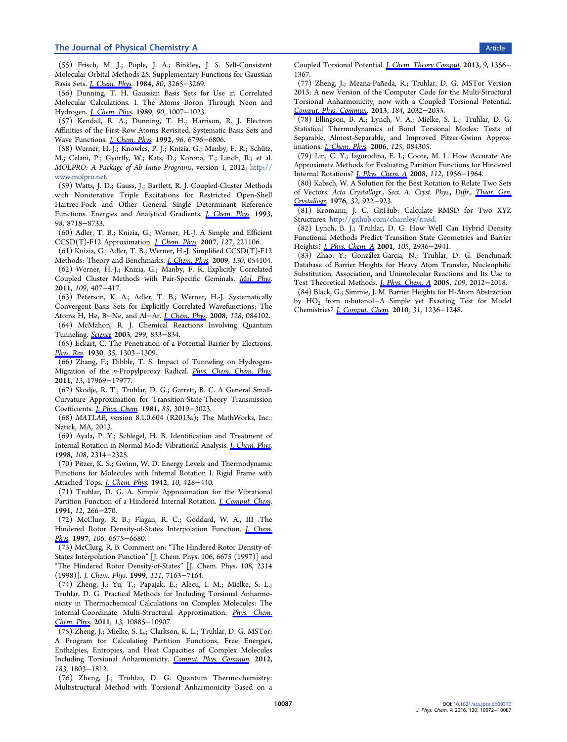(55) Frisch, M. J.; Pople, J. A.; Binkley, J. S. Self-Consistent Molecular Orbital Methods 25. Supplementary Functions for Gaussian Basis Sets. *J. Chem. Phys.* **1984**, *80*, 3265−3269.

(56) Dunning, T. H. Gaussian Basis Sets for Use in Correlated Molecular Calculations. I. The Atoms Boron Through Neon and Hydrogen. *J. Chem. Phys.* **1989**, *90*, 1007−1023.

(57) Kendall, R. A.; Dunning, T. H.; Harrison, R. J. Electron Affinities of the First-Row Atoms Revisited. Systematic Basis Sets and Wave Functions. *J. Chem. Phys.* **1992**, *96*, 6796−6806.

(58) Werner, H.-J.; Knowles, P. J.; Knizia, G.; Manby, F. R.; Schütz, M.; Celani, P.; Györffy, W.; Kats, D.; Korona, T.; Lindh, R.; et al. *MOLPRO: A Package of Ab Initio Programs*, version 1, 2012; http://www.molpro.net.

(59) Watts, J. D.; Gauss, J.; Bartlett, R. J. Coupled-Cluster Methods with Noniterative Triple Excitations for Restricted Open-Shell Hartree-Fock and Other General Single Determinant Reference Functions. Energies and Analytical Gradients. *J. Chem. Phys.* **1993**, *98*, 8718−8733.

(60) Adler, T. B.; Knizia, G.; Werner, H.-J. A Simple and Efficient CCSD(T)-F12 Approximation. *J. Chem. Phys.* **2007**, *127*, 221106.

(61) Knizia, G.; Adler, T. B.; Werner, H.-J. Simplified CCSD(T)-F12 Methods: Theory and Benchmarks. *J. Chem. Phys.* **2009**, *130*, 054104.

(62) Werner, H.-J.; Knizia, G.; Manby, F. R. Explicitly Correlated Coupled Cluster Methods with Pair-Specific Geminals. *Mol. Phys.* **2011**, *109*, 407−417.

(63) Peterson, K. A.; Adler, T. B.; Werner, H.-J. Systematically Convergent Basis Sets for Explicitly Correlated Wavefunctions: The Atoms H, He, B−Ne, and Al−Ar. *J. Chem. Phys.* **2008**, *128*, 084102.

(64) McMahon, R. J. Chemical Reactions Involving Quantum Tunneling. *Science* **2003**, *299*, 833−834.

(65) Eckart, C. The Penetration of a Potential Barrier by Electrons. *Phys. Rev.* **1930**, *35*, 1303−1309.

(66) Zhang, F.; Dibble, T. S. Impact of Tunneling on Hydrogen-Migration of the *n*-Propylperoxy Radical. *Phys. Chem. Chem. Phys.* **2011**, *13*, 17969−17977.

(67) Skodje, R. T.; Truhlar, D. G.; Garrett, B. C. A General Small-Curvature Approximation for Transition-State-Theory Transmission Coefficients. *J. Phys. Chem.* **1981**, *85*, 3019−3023.

(68) *MATLAB*, version 8.1.0.604 (R2013a); The MathWorks, Inc.: Natick, MA, 2013.

(69) Ayala, P. Y.; Schlegel, H. B. Identification and Treatment of Internal Rotation in Normal Mode Vibrational Analysis. *J. Chem. Phys.* **1998**, *108*, 2314−2325.

(70) Pitzer, K. S.; Gwinn, W. D. Energy Levels and Thermodynamic Functions for Molecules with Internal Rotation I. Rigid Frame with Attached Tops. *J. Chem. Phys.* **1942**, *10*, 428−440.

(71) Truhlar, D. G. A. Simple Approximation for the Vibrational Partition Function of a Hindered Internal Rotation. *J. Comput. Chem.* **1991**, *12*, 266−270.

(72) McClurg, R. B.; Flagan, R. C.; Goddard, W. A., III .The Hindered Rotor Density-of-States Interpolation Function. *J. Chem. Phys.* **1997**, *106*, 6675−6680.

(73) McClurg, R. B. Comment on: "The Hindered Rotor Density-of-States Interpolation Function" [J. Chem. Phys. 106, 6675 (1997)] and "The Hindered Rotor Density-of-States" [J. Chem. Phys. 108, 2314 (1998)]. *J. Chem. Phys.* **1999**, *111*, 7163−7164.

(74) Zheng, J.; Yu, T.; Papajak, E.; Alecu, I. M.; Mielke, S. L.; Truhlar, D. G. Practical Methods for Including Torsional Anharmonicity in Thermochemical Calculations on Complex Molecules: The Internal-Coordinate Multi-Structural Approximation. *Phys. Chem. Chem. Phys.* **2011**, *13*, 10885−10907.

(75) Zheng, J.; Mielke, S. L.; Clarkson, K. L.; Truhlar, D. G. MSTor: A Program for Calculating Partition Functions, Free Energies, Enthalpies, Entropies, and Heat Capacities of Complex Molecules Including Torsional Anharmonicity. *Comput. Phys. Commun.* **2012**, *183*, 1803−1812.

(76) Zheng, J.; Truhlar, D. G. Quantum Thermochemistry: Multistructural Method with Torsional Anharmonicity Based on a Coupled Torsional Potential. *J. Chem. Theory Comput.* **2013**, *9*, 1356−1367.

(77) Zheng, J.; Meana-Pañeda, R.; Truhlar, D. G. MSTor Version 2013: A new Version of the Computer Code for the Multi-Structural Torsional Anharmonicity, now with a Coupled Torsional Potential. *Comput. Phys. Commun.* **2013**, *184*, 2032−2033.

(78) Ellingson, B. A.; Lynch, V. A.; Mielke, S. L.; Truhlar, D. G. Statistical Thermodynamics of Bond Torsional Modes: Tests of Separable, Almost-Separable, and Improved Pitzer-Gwinn Approximations. *J. Chem. Phys.* **2006**, *125*, 084305.

(79) Lin, C. Y.; Izgorodina, E. I.; Coote, M. L. How Accurate Are Approximate Methods for Evaluating Partition Functions for Hindered Internal Rotations? *J. Phys. Chem. A* **2008**, *112*, 1956−1964.

(80) Kabsch, W. A Solution for the Best Rotation to Relate Two Sets of Vectors. *Acta Crystallogr., Sect. A: Cryst. Phys., Diffr., Theor. Gen. Crystallogr.* **1976**, *32*, 922−923.

(81) Kromann, J. C. GitHub: Calculate RMSD for Two XYZ Structures. http://github.com/charnley/rmsd.

(82) Lynch, B. J.; Truhlar, D. G. How Well Can Hybrid Density Functional Methods Predict Transition State Geometries and Barrier Heights? *J. Phys. Chem. A* **2001**, *105*, 2936−2941.

(83) Zhao, Y.; González-García, N.; Truhlar, D. G. Benchmark Database of Barrier Heights for Heavy Atom Transfer, Nucleophilic Substitution, Association, and Unimolecular Reactions and Its Use to Test Theoretical Methods. *J. Phys. Chem. A* **2005**, *109*, 2012−2018.

(84) Black, G.; Simmie, J. M. Barrier Heights for H-Atom Abstraction by $H\dot{O}_2$ from *n*-butanol−A Simple yet Exacting Test for Model Chemistries? *J. Comput. Chem.* **2010**, *31*, 1236−1248.